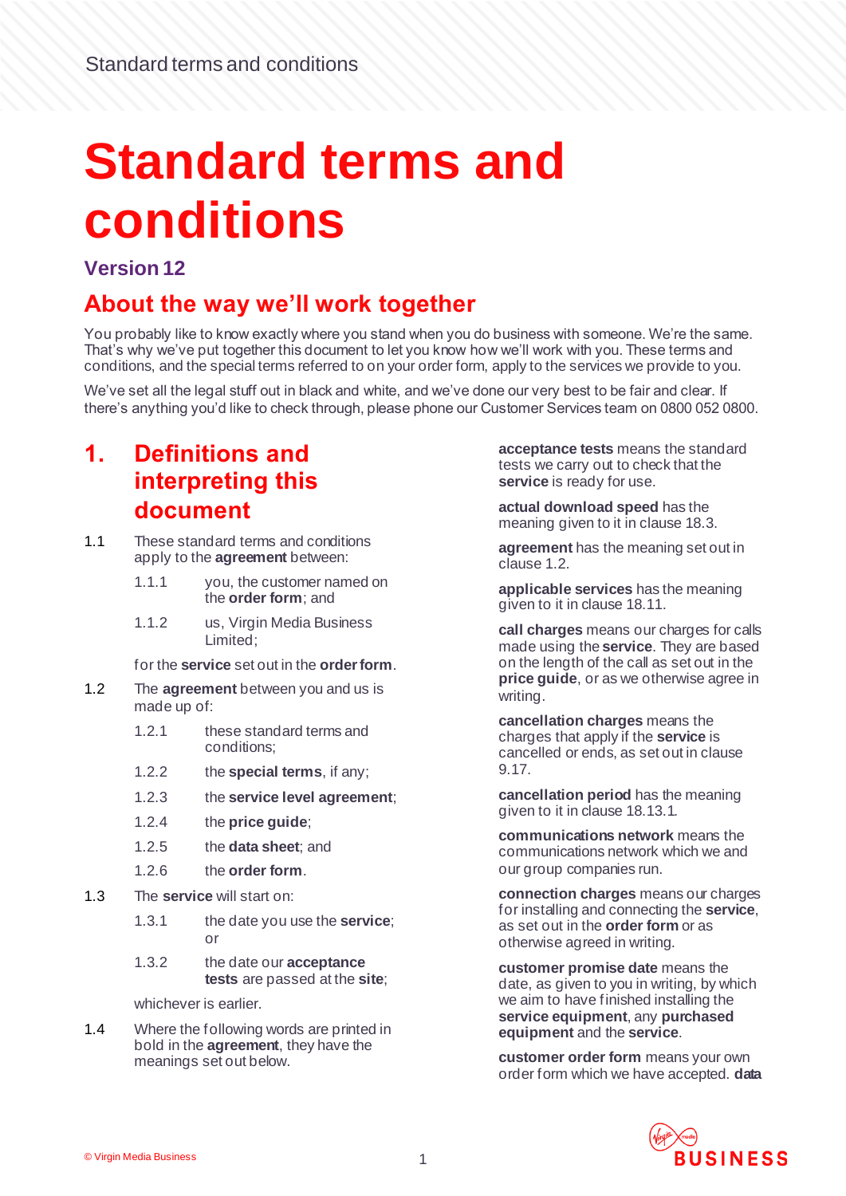# Standard terms and conditions

### Version 12

## About the way we'll work together

You probably like to know exactly where you stand when you do business with someone. We're the same. That's why we've put together this document to let you know how we'll work with you. These terms and conditions, and the special terms referred to on your order form, apply to the services we provide to you.

We've set all the legal stuff out in black and white, and we've done our very best to be fair and clear. If there's anything you'd like to check through, please phone our Customer Services team on 0800 052 0800.

## 1. Definitions and interpreting this document

1.1 These standard terms and conditions apply to the **agreement** between:

1.1.1 you, the customer named on the **order form**; and

1.1.2 us, Virgin Media Business Limited;

for the **service** set out in the **order form**.

1.2 The **agreement** between you and us is made up of:

1.2.1 these standard terms and conditions;

1.2.2 the **special terms**, if any;

1.2.3 the **service level agreement**;

1.2.4 the **price guide**;

1.2.5 the **data sheet**; and

1.2.6 the **order form**.

1.3 The **service** will start on:

1.3.1 the date you use the **service**; or

1.3.2 the date our **acceptance tests** are passed at the **site**;

whichever is earlier.

1.4 Where the following words are printed in bold in the **agreement**, they have the meanings set out below.

**acceptance tests** means the standard tests we carry out to check that the **service** is ready for use.

**actual download speed** has the meaning given to it in clause 18.3.

**agreement** has the meaning set out in clause 1.2.

**applicable services** has the meaning given to it in clause 18.11.

**call charges** means our charges for calls made using the **service**. They are based on the length of the call as set out in the **price guide**, or as we otherwise agree in writing.

**cancellation charges** means the charges that apply if the **service** is cancelled or ends, as set out in clause 9.17.

**cancellation period** has the meaning given to it in clause 18.13.1.

**communications network** means the communications network which we and our group companies run.

**connection charges** means our charges for installing and connecting the **service**, as set out in the **order form** or as otherwise agreed in writing.

**customer promise date** means the date, as given to you in writing, by which we aim to have finished installing the **service equipment**, any **purchased equipment** and the **service**.

**customer order form** means your own order form which we have accepted. **data**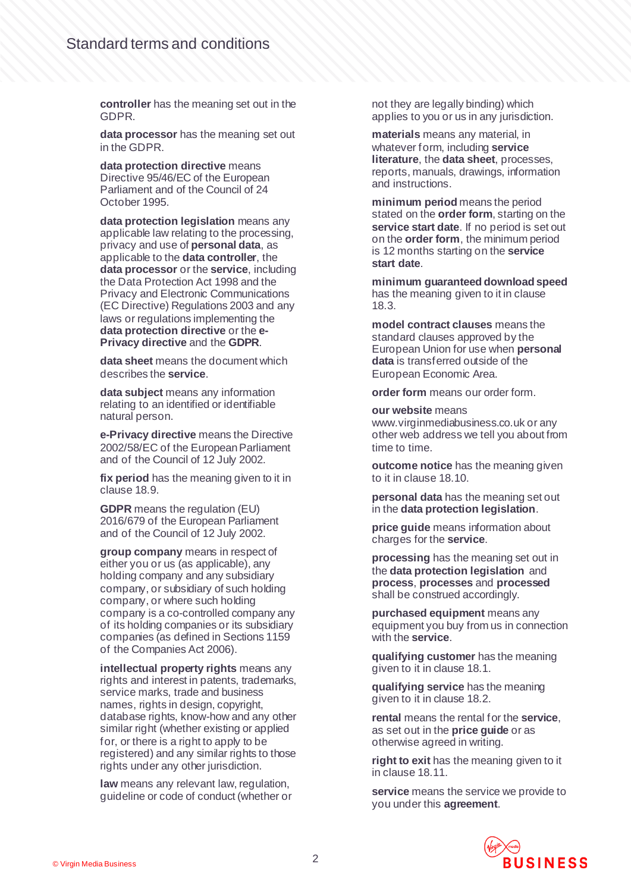**controller** has the meaning set out in the GDPR.

**data processor** has the meaning set out in the GDPR.

**data protection directive** means Directive 95/46/EC of the European Parliament and of the Council of 24 October 1995.

**data protection legislation** means any applicable law relating to the processing, privacy and use of **personal data**, as applicable to the **data controller**, the **data processor** or the **service**, including the Data Protection Act 1998 and the Privacy and Electronic Communications (EC Directive) Regulations 2003 and any laws or regulations implementing the **data protection directive** or the **e-Privacy directive** and the **GDPR**.

**data sheet** means the document which describes the **service**.

**data subject** means any information relating to an identified or identifiable natural person.

**e-Privacy directive** means the Directive 2002/58/EC of the European Parliament and of the Council of 12 July 2002.

**fix period** has the meaning given to it in clause 18.9.

**GDPR** means the regulation (EU) 2016/679 of the European Parliament and of the Council of 12 July 2002.

**group company** means in respect of either you or us (as applicable), any holding company and any subsidiary company, or subsidiary of such holding company, or where such holding company is a co-controlled company any of its holding companies or its subsidiary companies (as defined in Sections 1159 of the Companies Act 2006).

**intellectual property rights** means any rights and interest in patents, trademarks, service marks, trade and business names, rights in design, copyright, database rights, know-how and any other similar right (whether existing or applied for, or there is a right to apply to be registered) and any similar rights to those rights under any other jurisdiction.

**law** means any relevant law, regulation, guideline or code of conduct (whether or not they are legally binding) which applies to you or us in any jurisdiction.

**materials** means any material, in whatever form, including **service literature**, the **data sheet**, processes, reports, manuals, drawings, information and instructions.

**minimum period** means the period stated on the **order form**, starting on the **service start date**. If no period is set out on the **order form**, the minimum period is 12 months starting on the **service start date**.

**minimum guaranteed download speed** has the meaning given to it in clause 18.3.

**model contract clauses** means the standard clauses approved by the European Union for use when **personal data** is transferred outside of the European Economic Area.

**order form** means our order form.

**our website** means www.virginmediabusiness.co.uk or any other web address we tell you about from time to time.

**outcome notice** has the meaning given to it in clause 18.10.

**personal data** has the meaning set out in the **data protection legislation**.

**price guide** means information about charges for the **service**.

**processing** has the meaning set out in the **data protection legislation** and **process**, **processes** and **processed** shall be construed accordingly.

**purchased equipment** means any equipment you buy from us in connection with the **service**.

**qualifying customer** has the meaning given to it in clause 18.1.

**qualifying service** has the meaning given to it in clause 18.2.

**rental** means the rental for the **service**, as set out in the **price guide** or as otherwise agreed in writing.

**right to exit** has the meaning given to it in clause 18.11.

**service** means the service we provide to you under this **agreement**.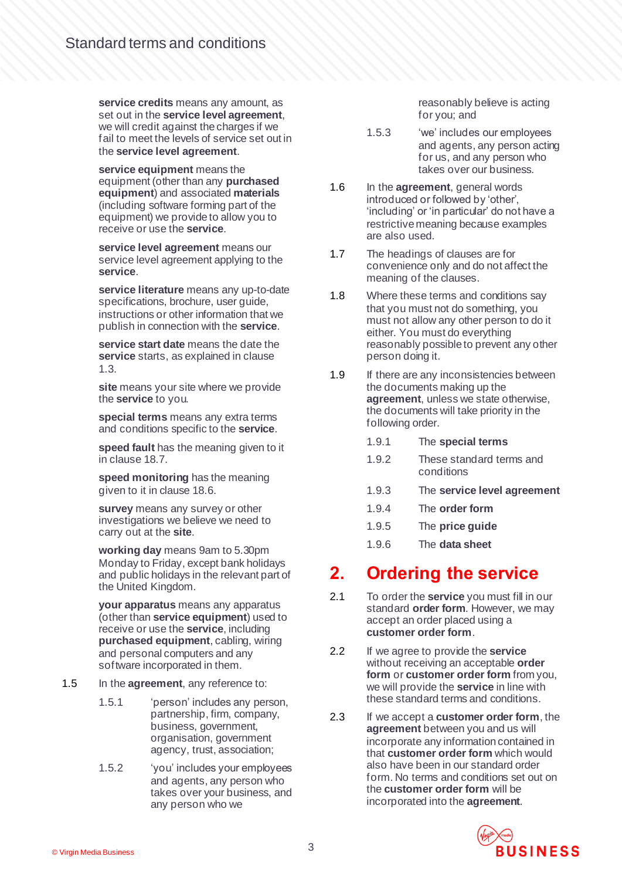**service credits** means any amount, as set out in the **service level agreement**, we will credit against the charges if we fail to meet the levels of service set out in the **service level agreement**.

**service equipment** means the equipment (other than any **purchased equipment**) and associated **materials** (including software forming part of the equipment) we provide to allow you to receive or use the **service**.

**service level agreement** means our service level agreement applying to the **service**.

**service literature** means any up-to-date specifications, brochure, user guide, instructions or other information that we publish in connection with the **service**.

**service start date** means the date the **service** starts, as explained in clause 1.3.

**site** means your site where we provide the **service** to you.

**special terms** means any extra terms and conditions specific to the **service**.

**speed fault** has the meaning given to it in clause 18.7.

**speed monitoring** has the meaning given to it in clause 18.6.

**survey** means any survey or other investigations we believe we need to carry out at the **site**.

**working day** means 9am to 5.30pm Monday to Friday, except bank holidays and public holidays in the relevant part of the United Kingdom.

**your apparatus** means any apparatus (other than **service equipment**) used to receive or use the **service**, including **purchased equipment**, cabling, wiring and personal computers and any software incorporated in them.

1.5 In the **agreement**, any reference to:

1.5.1 'person' includes any person, partnership, firm, company, business, government, organisation, government agency, trust, association;

1.5.2 'you' includes your employees and agents, any person who takes over your business, and any person who we reasonably believe is acting for you; and

1.5.3 'we' includes our employees and agents, any person acting for us, and any person who takes over our business.

1.6 In the **agreement**, general words introduced or followed by 'other', 'including' or 'in particular' do not have a restrictive meaning because examples are also used.

1.7 The headings of clauses are for convenience only and do not affect the meaning of the clauses.

1.8 Where these terms and conditions say that you must not do something, you must not allow any other person to do it either. You must do everything reasonably possible to prevent any other person doing it.

1.9 If there are any inconsistencies between the documents making up the **agreement**, unless we state otherwise, the documents will take priority in the following order.

1.9.1 The **special terms**

1.9.2 These standard terms and conditions

1.9.3 The **service level agreement**

1.9.4 The **order form**

1.9.5 The **price guide**

1.9.6 The **data sheet**

## 2. Ordering the service

2.1 To order the **service** you must fill in our standard **order form**. However, we may accept an order placed using a **customer order form**.

2.2 If we agree to provide the **service** without receiving an acceptable **order form** or **customer order form** from you, we will provide the **service** in line with these standard terms and conditions.

2.3 If we accept a **customer order form**, the **agreement** between you and us will incorporate any information contained in that **customer order form** which would also have been in our standard order form. No terms and conditions set out on the **customer order form** will be incorporated into the **agreement**.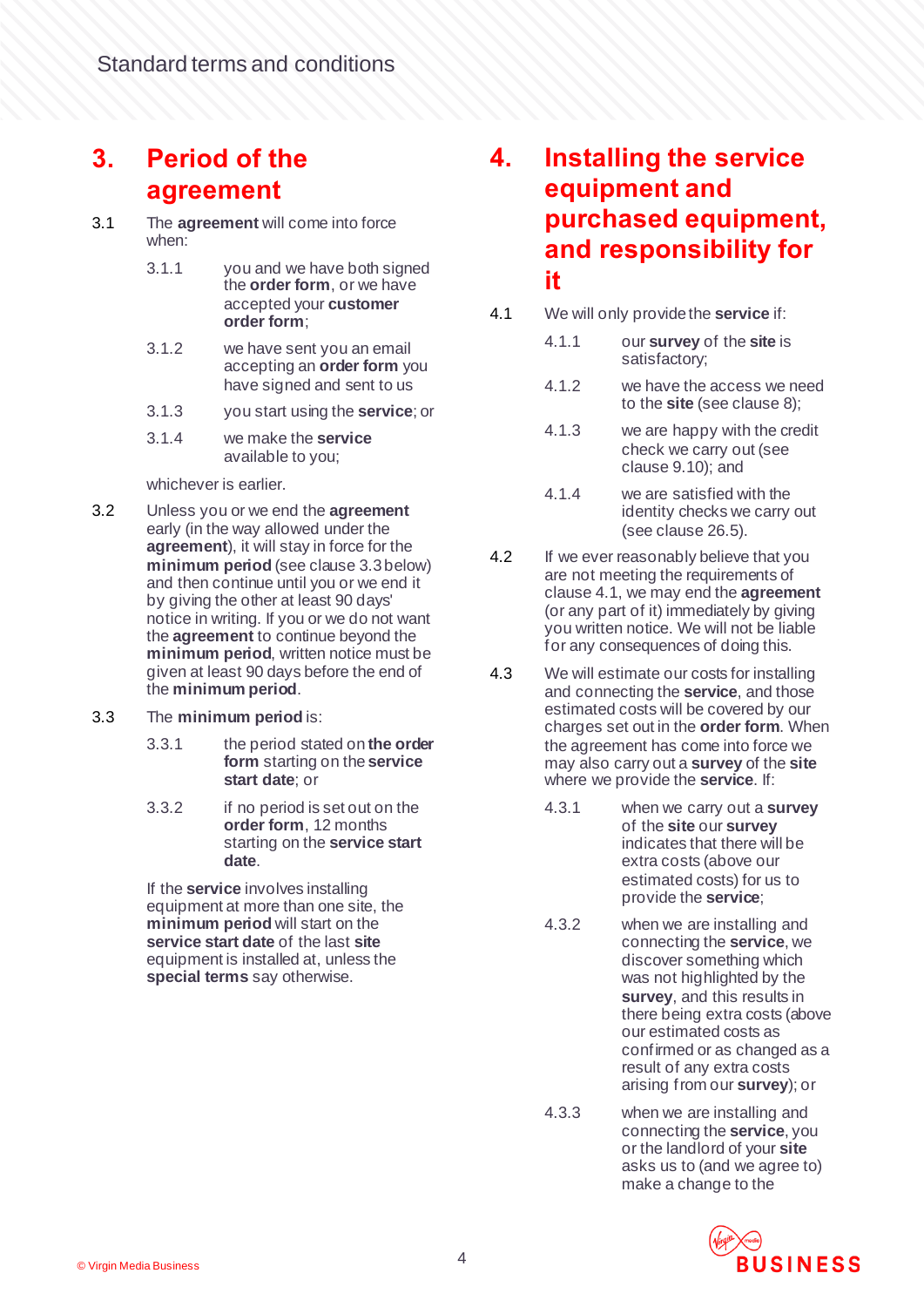## 3. Period of the agreement

3.1 The **agreement** will come into force when:

3.1.1 you and we have both signed the **order form**, or we have accepted your **customer order form**;

3.1.2 we have sent you an email accepting an **order form** you have signed and sent to us

3.1.3 you start using the **service**; or

3.1.4 we make the **service** available to you;

whichever is earlier.

3.2 Unless you or we end the **agreement** early (in the way allowed under the **agreement**), it will stay in force for the **minimum period** (see clause 3.3 below) and then continue until you or we end it by giving the other at least 90 days' notice in writing. If you or we do not want the **agreement** to continue beyond the **minimum period**, written notice must be given at least 90 days before the end of the **minimum period**.

3.3 The **minimum period** is:

3.3.1 the period stated on **the order form** starting on the **service start date**; or

3.3.2 if no period is set out on the **order form**, 12 months starting on the **service start date**.

If the **service** involves installing equipment at more than one site, the **minimum period** will start on the **service start date** of the last **site** equipment is installed at, unless the **special terms** say otherwise.

## 4. Installing the service equipment and purchased equipment, and responsibility for it

4.1 We will only provide the **service** if:

4.1.1 our **survey** of the **site** is satisfactory;

4.1.2 we have the access we need to the **site** (see clause 8);

4.1.3 we are happy with the credit check we carry out (see clause 9.10); and

4.1.4 we are satisfied with the identity checks we carry out (see clause 26.5).

4.2 If we ever reasonably believe that you are not meeting the requirements of clause 4.1, we may end the **agreement** (or any part of it) immediately by giving you written notice. We will not be liable for any consequences of doing this.

4.3 We will estimate our costs for installing and connecting the **service**, and those estimated costs will be covered by our charges set out in the **order form**. When the agreement has come into force we may also carry out a **survey** of the **site** where we provide the **service**. If:

4.3.1 when we carry out a **survey** of the **site** our **survey** indicates that there will be extra costs (above our estimated costs) for us to provide the **service**;

4.3.2 when we are installing and connecting the **service**, we discover something which was not highlighted by the **survey**, and this results in there being extra costs (above our estimated costs as confirmed or as changed as a result of any extra costs arising from our **survey**); or

4.3.3 when we are installing and connecting the **service**, you or the landlord of your **site** asks us to (and we agree to) make a change to the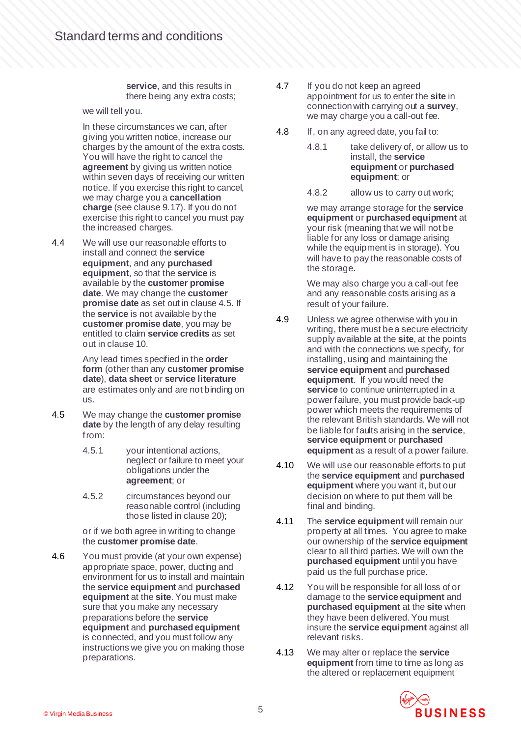**service**, and this results in there being any extra costs;

we will tell you.

In these circumstances we can, after giving you written notice, increase our charges by the amount of the extra costs. You will have the right to cancel the **agreement** by giving us written notice within seven days of receiving our written notice. If you exercise this right to cancel, we may charge you a **cancellation charge** (see clause 9.17). If you do not exercise this right to cancel you must pay the increased charges.

4.4 We will use our reasonable efforts to install and connect the **service equipment**, and any **purchased equipment**, so that the **service** is available by the **customer promise date**. We may change the **customer promise date** as set out in clause 4.5. If the **service** is not available by the **customer promise date**, you may be entitled to claim **service credits** as set out in clause 10.

Any lead times specified in the **order form** (other than any **customer promise date**), **data sheet** or **service literature** are estimates only and are not binding on us.

4.5 We may change the **customer promise date** by the length of any delay resulting from:

4.5.1 your intentional actions, neglect or failure to meet your obligations under the **agreement**; or

4.5.2 circumstances beyond our reasonable control (including those listed in clause 20);

or if we both agree in writing to change the **customer promise date**.

4.6 You must provide (at your own expense) appropriate space, power, ducting and environment for us to install and maintain the **service equipment** and **purchased equipment** at the **site**. You must make sure that you make any necessary preparations before the **service equipment** and **purchased equipment** is connected, and you must follow any instructions we give you on making those preparations.

4.7 If you do not keep an agreed appointment for us to enter the **site** in connection with carrying out a **survey**, we may charge you a call-out fee.

4.8 If, on any agreed date, you fail to:

4.8.1 take delivery of, or allow us to install, the **service equipment** or **purchased equipment**; or

4.8.2 allow us to carry out work;

we may arrange storage for the **service equipment** or **purchased equipment** at your risk (meaning that we will not be liable for any loss or damage arising while the equipment is in storage). You will have to pay the reasonable costs of the storage.

We may also charge you a call-out fee and any reasonable costs arising as a result of your failure.

4.9 Unless we agree otherwise with you in writing, there must be a secure electricity supply available at the **site**, at the points and with the connections we specify, for installing, using and maintaining the **service equipment** and **purchased equipment**. If you would need the **service** to continue uninterrupted in a power failure, you must provide back-up power which meets the requirements of the relevant British standards. We will not be liable for faults arising in the **service**, **service equipment** or **purchased equipment** as a result of a power failure.

4.10 We will use our reasonable efforts to put the **service equipment** and **purchased equipment** where you want it, but our decision on where to put them will be final and binding.

4.11 The **service equipment** will remain our property at all times. You agree to make our ownership of the **service equipment** clear to all third parties. We will own the **purchased equipment** until you have paid us the full purchase price.

4.12 You will be responsible for all loss of or damage to the **service equipment** and **purchased equipment** at the **site** when they have been delivered. You must insure the **service equipment** against all relevant risks.

4.13 We may alter or replace the **service equipment** from time to time as long as the altered or replacement equipment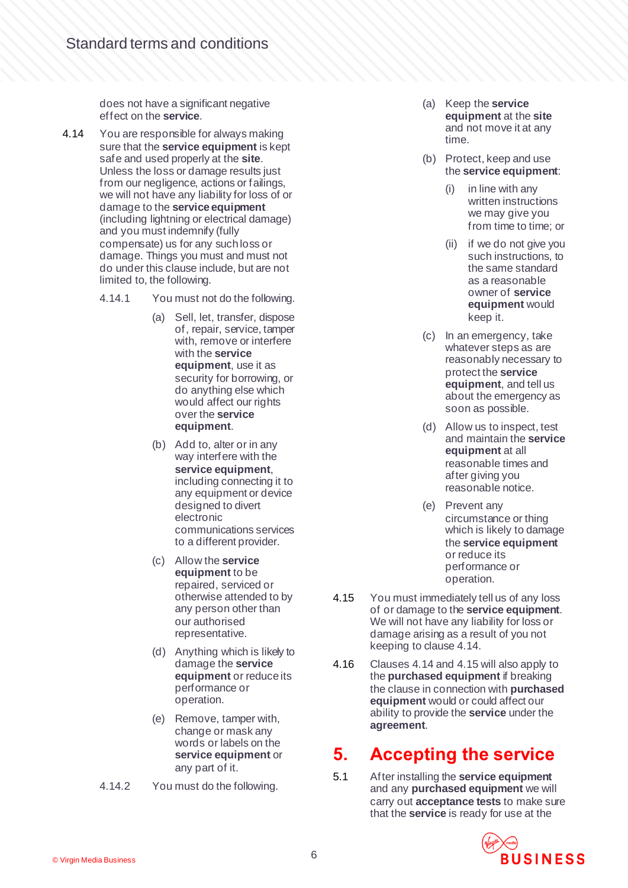does not have a significant negative effect on the **service**.

4.14 You are responsible for always making sure that the **service equipment** is kept safe and used properly at the **site**. Unless the loss or damage results just from our negligence, actions or failings, we will not have any liability for loss of or damage to the **service equipment** (including lightning or electrical damage) and you must indemnify (fully compensate) us for any such loss or damage. Things you must and must not do under this clause include, but are not limited to, the following.

4.14.1 You must not do the following.

(a) Sell, let, transfer, dispose of, repair, service, tamper with, remove or interfere with the **service equipment**, use it as security for borrowing, or do anything else which would affect our rights over the **service equipment**.

(b) Add to, alter or in any way interfere with the **service equipment**, including connecting it to any equipment or device designed to divert electronic communications services to a different provider.

(c) Allow the **service equipment** to be repaired, serviced or otherwise attended to by any person other than our authorised representative.

(d) Anything which is likely to damage the **service equipment** or reduce its performance or operation.

(e) Remove, tamper with, change or mask any words or labels on the **service equipment** or any part of it.

4.14.2 You must do the following.

(a) Keep the **service equipment** at the **site** and not move it at any time.

(b) Protect, keep and use the **service equipment**:

(i) in line with any written instructions we may give you from time to time; or

(ii) if we do not give you such instructions, to the same standard as a reasonable owner of **service equipment** would keep it.

(c) In an emergency, take whatever steps as are reasonably necessary to protect the **service equipment**, and tell us about the emergency as soon as possible.

(d) Allow us to inspect, test and maintain the **service equipment** at all reasonable times and after giving you reasonable notice.

(e) Prevent any circumstance or thing which is likely to damage the **service equipment** or reduce its performance or operation.

4.15 You must immediately tell us of any loss of or damage to the **service equipment**. We will not have any liability for loss or damage arising as a result of you not keeping to clause 4.14.

4.16 Clauses 4.14 and 4.15 will also apply to the **purchased equipment** if breaking the clause in connection with **purchased equipment** would or could affect our ability to provide the **service** under the **agreement**.

## 5. Accepting the service

5.1 After installing the **service equipment** and any **purchased equipment** we will carry out **acceptance tests** to make sure that the **service** is ready for use at the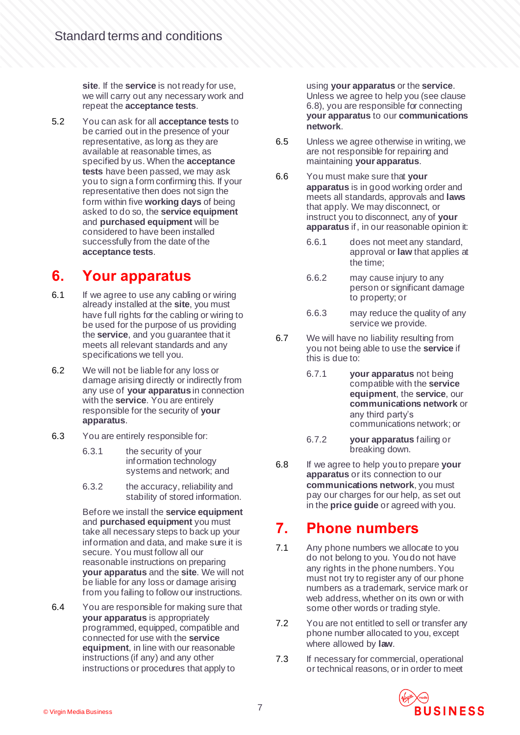**site**. If the **service** is not ready for use, we will carry out any necessary work and repeat the **acceptance tests**.

5.2 You can ask for all **acceptance tests** to be carried out in the presence of your representative, as long as they are available at reasonable times, as specified by us. When the **acceptance tests** have been passed, we may ask you to sign a form confirming this. If your representative then does not sign the form within five **working days** of being asked to do so, the **service equipment** and **purchased equipment** will be considered to have been installed successfully from the date of the **acceptance tests**.

## 6. Your apparatus

6.1 If we agree to use any cabling or wiring already installed at the **site**, you must have full rights for the cabling or wiring to be used for the purpose of us providing the **service**, and you guarantee that it meets all relevant standards and any specifications we tell you.

6.2 We will not be liable for any loss or damage arising directly or indirectly from any use of **your apparatus** in connection with the **service**. You are entirely responsible for the security of **your apparatus**.

6.3 You are entirely responsible for:

6.3.1 the security of your information technology systems and network; and

6.3.2 the accuracy, reliability and stability of stored information.

Before we install the **service equipment** and **purchased equipment** you must take all necessary steps to back up your information and data, and make sure it is secure. You must follow all our reasonable instructions on preparing **your apparatus** and the **site**. We will not be liable for any loss or damage arising from you failing to follow our instructions.

6.4 You are responsible for making sure that **your apparatus** is appropriately programmed, equipped, compatible and connected for use with the **service equipment**, in line with our reasonable instructions (if any) and any other instructions or procedures that apply to using **your apparatus** or the **service**. Unless we agree to help you (see clause 6.8), you are responsible for connecting **your apparatus** to our **communications network**.

6.5 Unless we agree otherwise in writing, we are not responsible for repairing and maintaining **your apparatus**.

6.6 You must make sure that **your apparatus** is in good working order and meets all standards, approvals and **laws** that apply. We may disconnect, or instruct you to disconnect, any of **your apparatus** if, in our reasonable opinion it:

6.6.1 does not meet any standard, approval or **law** that applies at the time;

6.6.2 may cause injury to any person or significant damage to property; or

6.6.3 may reduce the quality of any service we provide.

6.7 We will have no liability resulting from you not being able to use the **service** if this is due to:

6.7.1 **your apparatus** not being compatible with the **service equipment**, the **service**, our **communications network** or any third party's communications network; or

6.7.2 **your apparatus** failing or breaking down.

6.8 If we agree to help you to prepare **your apparatus** or its connection to our **communications network**, you must pay our charges for our help, as set out in the **price guide** or agreed with you.

## 7. Phone numbers

7.1 Any phone numbers we allocate to you do not belong to you. You do not have any rights in the phone numbers. You must not try to register any of our phone numbers as a trademark, service mark or web address, whether on its own or with some other words or trading style.

7.2 You are not entitled to sell or transfer any phone number allocated to you, except where allowed by **law**.

7.3 If necessary for commercial, operational or technical reasons, or in order to meet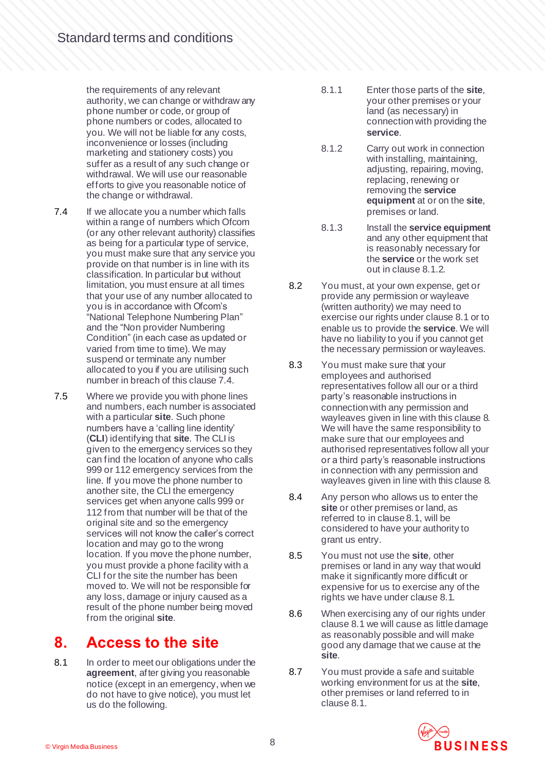the requirements of any relevant authority, we can change or withdraw any phone number or code, or group of phone numbers or codes, allocated to you. We will not be liable for any costs, inconvenience or losses (including marketing and stationery costs) you suffer as a result of any such change or withdrawal. We will use our reasonable efforts to give you reasonable notice of the change or withdrawal.

7.4 If we allocate you a number which falls within a range of numbers which Ofcom (or any other relevant authority) classifies as being for a particular type of service, you must make sure that any service you provide on that number is in line with its classification. In particular but without limitation, you must ensure at all times that your use of any number allocated to you is in accordance with Ofcom's "National Telephone Numbering Plan" and the "Non provider Numbering Condition" (in each case as updated or varied from time to time). We may suspend or terminate any number allocated to you if you are utilising such number in breach of this clause 7.4.

7.5 Where we provide you with phone lines and numbers, each number is associated with a particular **site**. Such phone numbers have a 'calling line identity' (**CLI**) identifying that **site**. The CLI is given to the emergency services so they can find the location of anyone who calls 999 or 112 emergency services from the line. If you move the phone number to another site, the CLI the emergency services get when anyone calls 999 or 112 from that number will be that of the original site and so the emergency services will not know the caller's correct location and may go to the wrong location. If you move the phone number, you must provide a phone facility with a CLI for the site the number has been moved to. We will not be responsible for any loss, damage or injury caused as a result of the phone number being moved from the original **site**.

# 8. Access to the site

8.1 In order to meet our obligations under the **agreement**, after giving you reasonable notice (except in an emergency, when we do not have to give notice), you must let us do the following.

8.1.1 Enter those parts of the **site**, your other premises or your land (as necessary) in connection with providing the **service**.

8.1.2 Carry out work in connection with installing, maintaining, adjusting, repairing, moving, replacing, renewing or removing the **service equipment** at or on the **site**, premises or land.

8.1.3 Install the **service equipment** and any other equipment that is reasonably necessary for the **service** or the work set out in clause 8.1.2.

8.2 You must, at your own expense, get or provide any permission or wayleave (written authority) we may need to exercise our rights under clause 8.1 or to enable us to provide the **service**. We will have no liability to you if you cannot get the necessary permission or wayleaves.

8.3 You must make sure that your employees and authorised representatives follow all our or a third party's reasonable instructions in connection with any permission and wayleaves given in line with this clause 8. We will have the same responsibility to make sure that our employees and authorised representatives follow all your or a third party's reasonable instructions in connection with any permission and wayleaves given in line with this clause 8.

8.4 Any person who allows us to enter the **site** or other premises or land, as referred to in clause 8.1, will be considered to have your authority to grant us entry.

8.5 You must not use the **site**, other premises or land in any way that would make it significantly more difficult or expensive for us to exercise any of the rights we have under clause 8.1.

8.6 When exercising any of our rights under clause 8.1 we will cause as little damage as reasonably possible and will make good any damage that we cause at the **site**.

8.7 You must provide a safe and suitable working environment for us at the **site**, other premises or land referred to in clause 8.1.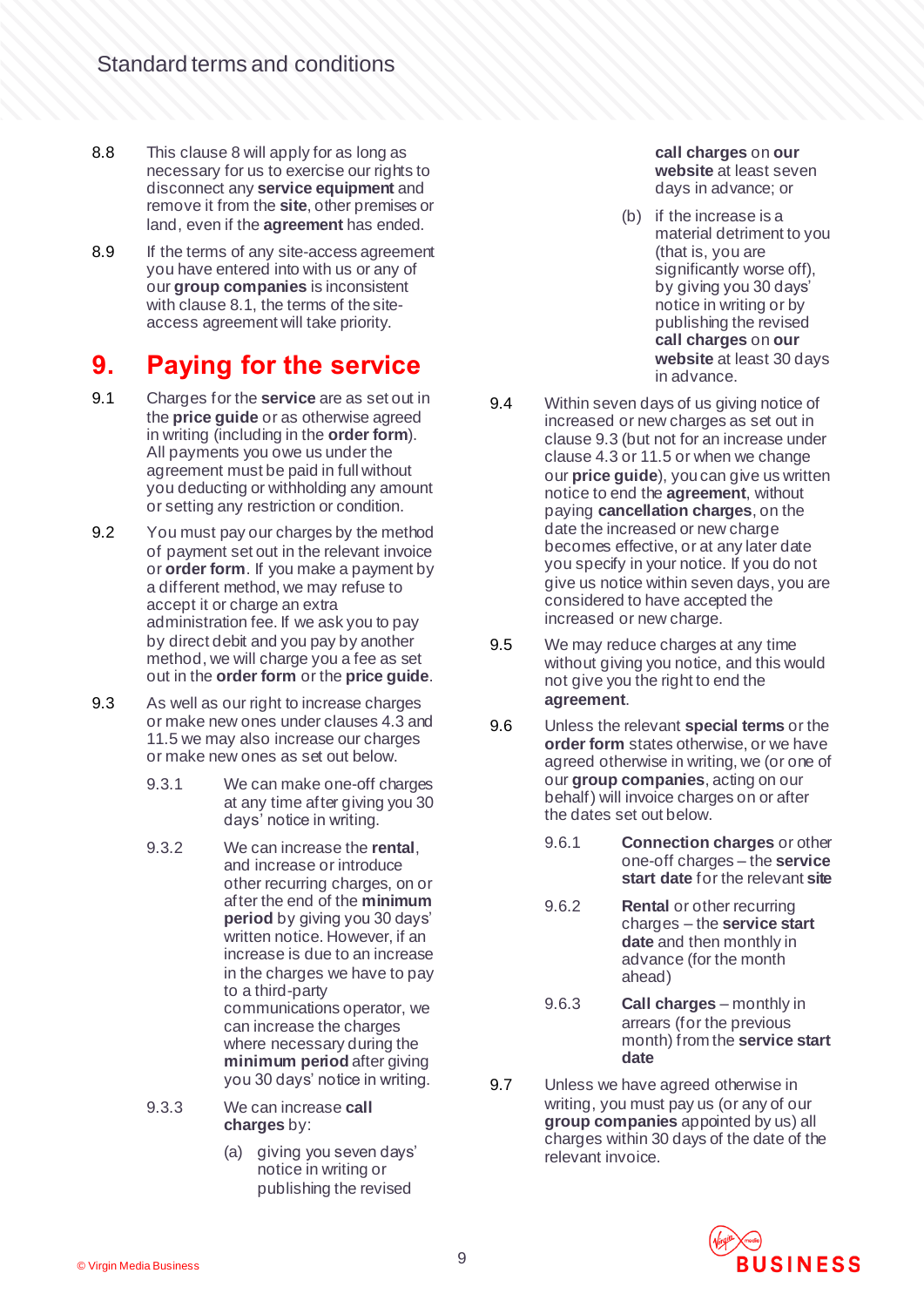8.8 This clause 8 will apply for as long as necessary for us to exercise our rights to disconnect any **service equipment** and remove it from the **site**, other premises or land, even if the **agreement** has ended.

8.9 If the terms of any site-access agreement you have entered into with us or any of our **group companies** is inconsistent with clause 8.1, the terms of the site-access agreement will take priority.

# 9. Paying for the service

9.1 Charges for the **service** are as set out in the **price guide** or as otherwise agreed in writing (including in the **order form**). All payments you owe us under the agreement must be paid in full without you deducting or withholding any amount or setting any restriction or condition.

9.2 You must pay our charges by the method of payment set out in the relevant invoice or **order form**. If you make a payment by a different method, we may refuse to accept it or charge an extra administration fee. If we ask you to pay by direct debit and you pay by another method, we will charge you a fee as set out in the **order form** or the **price guide**.

9.3 As well as our right to increase charges or make new ones under clauses 4.3 and 11.5 we may also increase our charges or make new ones as set out below.

9.3.1 We can make one-off charges at any time after giving you 30 days' notice in writing.

9.3.2 We can increase the **rental**, and increase or introduce other recurring charges, on or after the end of the **minimum period** by giving you 30 days' written notice. However, if an increase is due to an increase in the charges we have to pay to a third-party communications operator, we can increase the charges where necessary during the **minimum period** after giving you 30 days' notice in writing.

9.3.3 We can increase **call charges** by:

(a) giving you seven days' notice in writing or publishing the revised **call charges** on **our website** at least seven days in advance; or

(b) if the increase is a material detriment to you (that is, you are significantly worse off), by giving you 30 days' notice in writing or by publishing the revised **call charges** on **our website** at least 30 days in advance.

9.4 Within seven days of us giving notice of increased or new charges as set out in clause 9.3 (but not for an increase under clause 4.3 or 11.5 or when we change our **price guide**), you can give us written notice to end the **agreement**, without paying **cancellation charges**, on the date the increased or new charge becomes effective, or at any later date you specify in your notice. If you do not give us notice within seven days, you are considered to have accepted the increased or new charge.

9.5 We may reduce charges at any time without giving you notice, and this would not give you the right to end the **agreement**.

9.6 Unless the relevant **special terms** or the **order form** states otherwise, or we have agreed otherwise in writing, we (or one of our **group companies**, acting on our behalf) will invoice charges on or after the dates set out below.

9.6.1 **Connection charges** or other one-off charges – the **service start date** for the relevant **site**

9.6.2 **Rental** or other recurring charges – the **service start date** and then monthly in advance (for the month ahead)

9.6.3 **Call charges** – monthly in arrears (for the previous month) from the **service start date**

9.7 Unless we have agreed otherwise in writing, you must pay us (or any of our **group companies** appointed by us) all charges within 30 days of the date of the relevant invoice.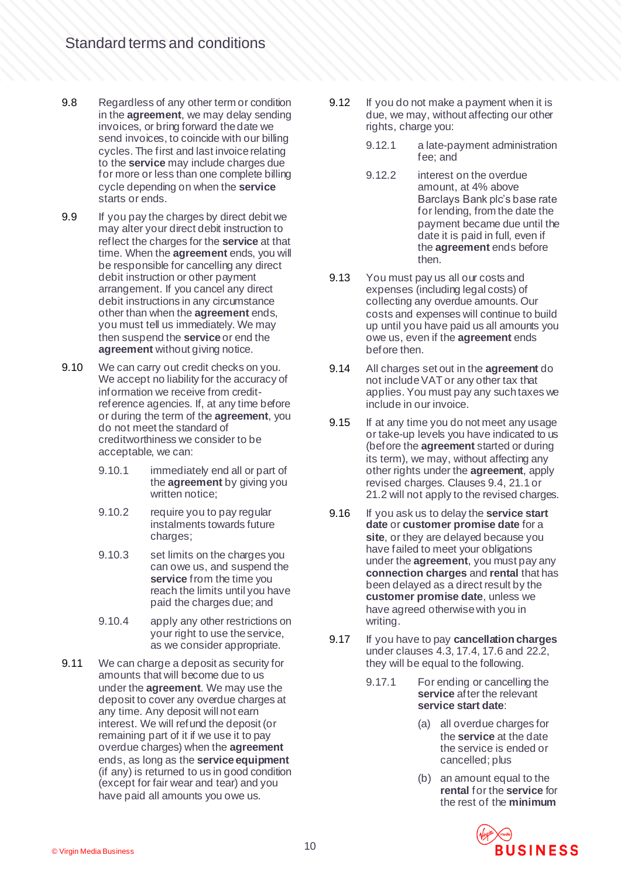9.8 Regardless of any other term or condition in the **agreement**, we may delay sending invoices, or bring forward the date we send invoices, to coincide with our billing cycles. The first and last invoice relating to the **service** may include charges due for more or less than one complete billing cycle depending on when the **service** starts or ends.

9.9 If you pay the charges by direct debit we may alter your direct debit instruction to reflect the charges for the **service** at that time. When the **agreement** ends, you will be responsible for cancelling any direct debit instruction or other payment arrangement. If you cancel any direct debit instructions in any circumstance other than when the **agreement** ends, you must tell us immediately. We may then suspend the **service** or end the **agreement** without giving notice.

9.10 We can carry out credit checks on you. We accept no liability for the accuracy of information we receive from credit-reference agencies. If, at any time before or during the term of the **agreement**, you do not meet the standard of creditworthiness we consider to be acceptable, we can:

9.10.1 immediately end all or part of the **agreement** by giving you written notice;

9.10.2 require you to pay regular instalments towards future charges;

9.10.3 set limits on the charges you can owe us, and suspend the **service** from the time you reach the limits until you have paid the charges due; and

9.10.4 apply any other restrictions on your right to use the service, as we consider appropriate.

9.11 We can charge a deposit as security for amounts that will become due to us under the **agreement**. We may use the deposit to cover any overdue charges at any time. Any deposit will not earn interest. We will refund the deposit (or remaining part of it if we use it to pay overdue charges) when the **agreement** ends, as long as the **service equipment** (if any) is returned to us in good condition (except for fair wear and tear) and you have paid all amounts you owe us.

9.12 If you do not make a payment when it is due, we may, without affecting our other rights, charge you:

9.12.1 a late-payment administration fee; and

9.12.2 interest on the overdue amount, at 4% above Barclays Bank plc's base rate for lending, from the date the payment became due until the date it is paid in full, even if the **agreement** ends before then.

9.13 You must pay us all our costs and expenses (including legal costs) of collecting any overdue amounts. Our costs and expenses will continue to build up until you have paid us all amounts you owe us, even if the **agreement** ends before then.

9.14 All charges set out in the **agreement** do not include VAT or any other tax that applies. You must pay any such taxes we include in our invoice.

9.15 If at any time you do not meet any usage or take-up levels you have indicated to us (before the **agreement** started or during its term), we may, without affecting any other rights under the **agreement**, apply revised charges. Clauses 9.4, 21.1 or 21.2 will not apply to the revised charges.

9.16 If you ask us to delay the **service start date** or **customer promise date** for a **site**, or they are delayed because you have failed to meet your obligations under the **agreement**, you must pay any **connection charges** and **rental** that has been delayed as a direct result by the **customer promise date**, unless we have agreed otherwise with you in writing.

9.17 If you have to pay **cancellation charges** under clauses 4.3, 17.4, 17.6 and 22.2, they will be equal to the following.

9.17.1 For ending or cancelling the **service** after the relevant **service start date**:

(a) all overdue charges for the **service** at the date the service is ended or cancelled; plus

(b) an amount equal to the **rental** for the **service** for the rest of the **minimum**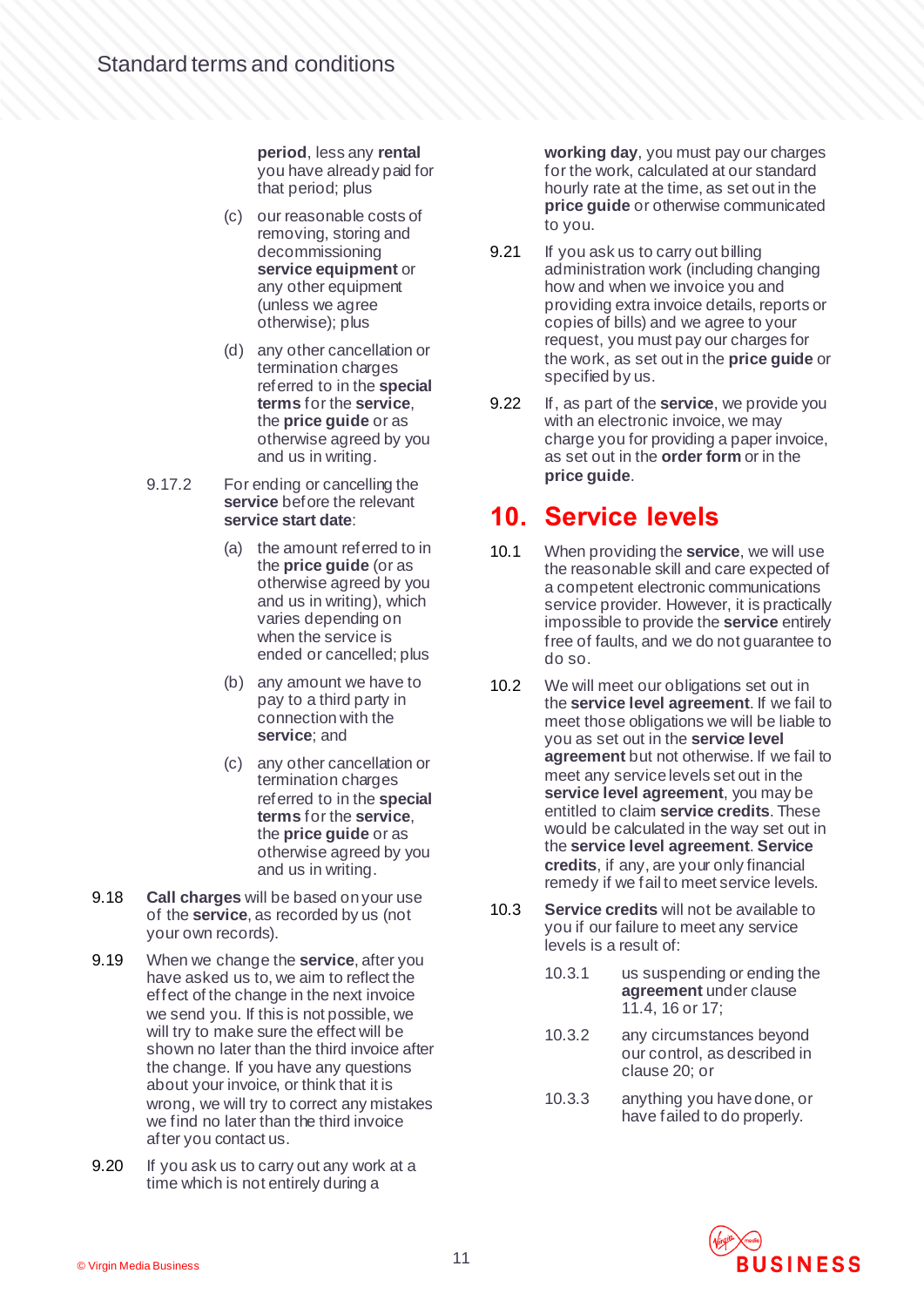**period**, less any **rental** you have already paid for that period; plus

(c) our reasonable costs of removing, storing and decommissioning **service equipment** or any other equipment (unless we agree otherwise); plus

(d) any other cancellation or termination charges referred to in the **special terms** for the **service**, the **price guide** or as otherwise agreed by you and us in writing.

9.17.2 For ending or cancelling the **service** before the relevant **service start date**:

(a) the amount referred to in the **price guide** (or as otherwise agreed by you and us in writing), which varies depending on when the service is ended or cancelled; plus

(b) any amount we have to pay to a third party in connection with the **service**; and

(c) any other cancellation or termination charges referred to in the **special terms** for the **service**, the **price guide** or as otherwise agreed by you and us in writing.

9.18 **Call charges** will be based on your use of the **service**, as recorded by us (not your own records).

9.19 When we change the **service**, after you have asked us to, we aim to reflect the effect of the change in the next invoice we send you. If this is not possible, we will try to make sure the effect will be shown no later than the third invoice after the change. If you have any questions about your invoice, or think that it is wrong, we will try to correct any mistakes we find no later than the third invoice after you contact us.

9.20 If you ask us to carry out any work at a time which is not entirely during a **working day**, you must pay our charges for the work, calculated at our standard hourly rate at the time, as set out in the **price guide** or otherwise communicated to you.

9.21 If you ask us to carry out billing administration work (including changing how and when we invoice you and providing extra invoice details, reports or copies of bills) and we agree to your request, you must pay our charges for the work, as set out in the **price guide** or specified by us.

9.22 If, as part of the **service**, we provide you with an electronic invoice, we may charge you for providing a paper invoice, as set out in the **order form** or in the **price guide**.

## 10. Service levels

10.1 When providing the **service**, we will use the reasonable skill and care expected of a competent electronic communications service provider. However, it is practically impossible to provide the **service** entirely free of faults, and we do not guarantee to do so.

10.2 We will meet our obligations set out in the **service level agreement**. If we fail to meet those obligations we will be liable to you as set out in the **service level agreement** but not otherwise. If we fail to meet any service levels set out in the **service level agreement**, you may be entitled to claim **service credits**. These would be calculated in the way set out in the **service level agreement**. **Service credits**, if any, are your only financial remedy if we fail to meet service levels.

10.3 **Service credits** will not be available to you if our failure to meet any service levels is a result of:

10.3.1 us suspending or ending the **agreement** under clause 11.4, 16 or 17;

10.3.2 any circumstances beyond our control, as described in clause 20; or

10.3.3 anything you have done, or have failed to do properly.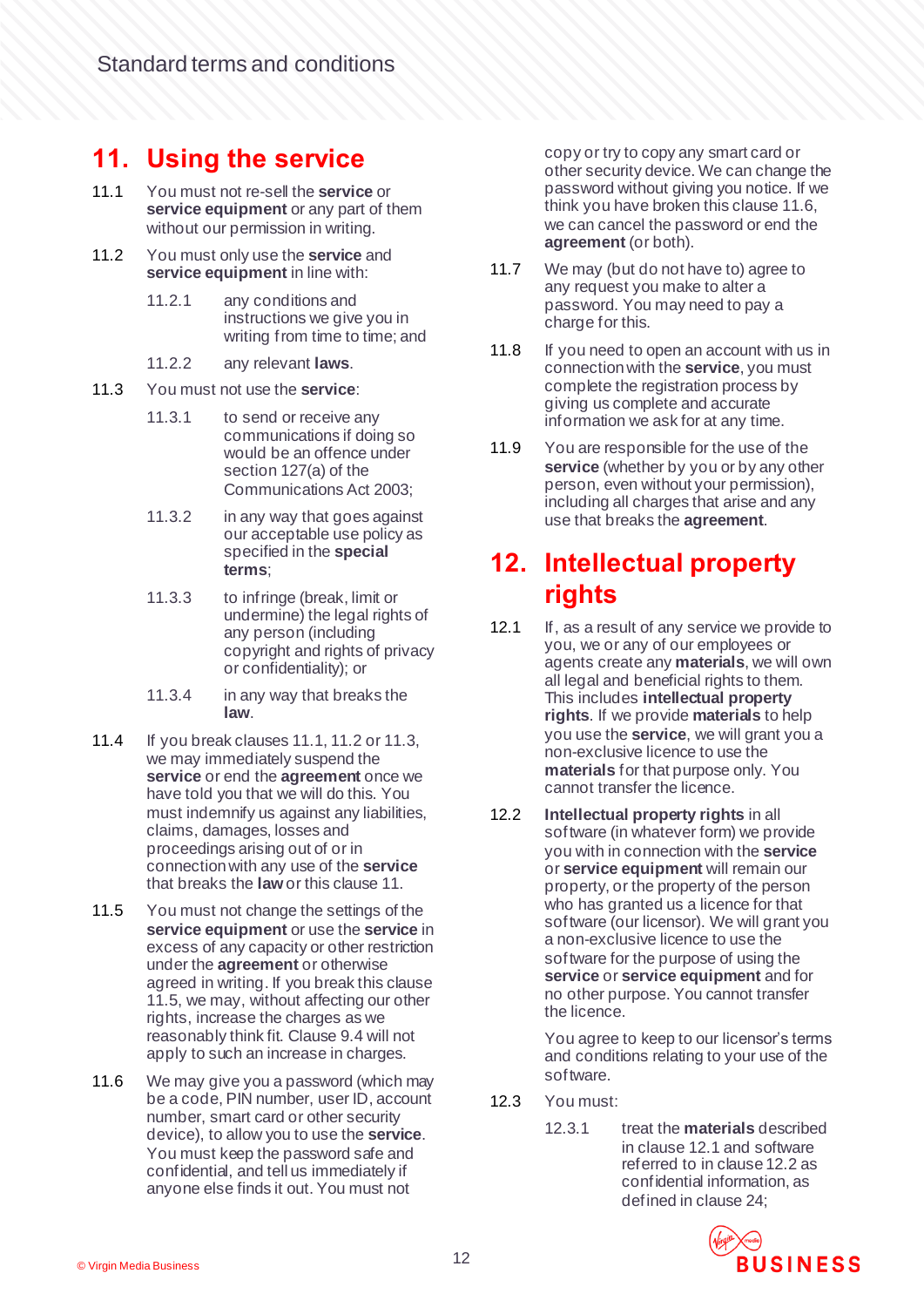## 11. Using the service

11.1 You must not re-sell the **service** or **service equipment** or any part of them without our permission in writing.

11.2 You must only use the **service** and **service equipment** in line with:

11.2.1 any conditions and instructions we give you in writing from time to time; and

11.2.2 any relevant **laws**.

11.3 You must not use the **service**:

11.3.1 to send or receive any communications if doing so would be an offence under section 127(a) of the Communications Act 2003;

11.3.2 in any way that goes against our acceptable use policy as specified in the **special terms**;

11.3.3 to infringe (break, limit or undermine) the legal rights of any person (including copyright and rights of privacy or confidentiality); or

11.3.4 in any way that breaks the **law**.

11.4 If you break clauses 11.1, 11.2 or 11.3, we may immediately suspend the **service** or end the **agreement** once we have told you that we will do this. You must indemnify us against any liabilities, claims, damages, losses and proceedings arising out of or in connection with any use of the **service** that breaks the **law** or this clause 11.

11.5 You must not change the settings of the **service equipment** or use the **service** in excess of any capacity or other restriction under the **agreement** or otherwise agreed in writing. If you break this clause 11.5, we may, without affecting our other rights, increase the charges as we reasonably think fit. Clause 9.4 will not apply to such an increase in charges.

11.6 We may give you a password (which may be a code, PIN number, user ID, account number, smart card or other security device), to allow you to use the **service**. You must keep the password safe and confidential, and tell us immediately if anyone else finds it out. You must not copy or try to copy any smart card or other security device. We can change the password without giving you notice. If we think you have broken this clause 11.6, we can cancel the password or end the **agreement** (or both).

11.7 We may (but do not have to) agree to any request you make to alter a password. You may need to pay a charge for this.

11.8 If you need to open an account with us in connection with the **service**, you must complete the registration process by giving us complete and accurate information we ask for at any time.

11.9 You are responsible for the use of the **service** (whether by you or by any other person, even without your permission), including all charges that arise and any use that breaks the **agreement**.

## 12. Intellectual property rights

12.1 If, as a result of any service we provide to you, we or any of our employees or agents create any **materials**, we will own all legal and beneficial rights to them. This includes **intellectual property rights**. If we provide **materials** to help you use the **service**, we will grant you a non-exclusive licence to use the **materials** for that purpose only. You cannot transfer the licence.

12.2 **Intellectual property rights** in all software (in whatever form) we provide you with in connection with the **service** or **service equipment** will remain our property, or the property of the person who has granted us a licence for that software (our licensor). We will grant you a non-exclusive licence to use the software for the purpose of using the **service** or **service equipment** and for no other purpose. You cannot transfer the licence.

You agree to keep to our licensor's terms and conditions relating to your use of the software.

12.3 You must:

12.3.1 treat the **materials** described in clause 12.1 and software referred to in clause 12.2 as confidential information, as defined in clause 24;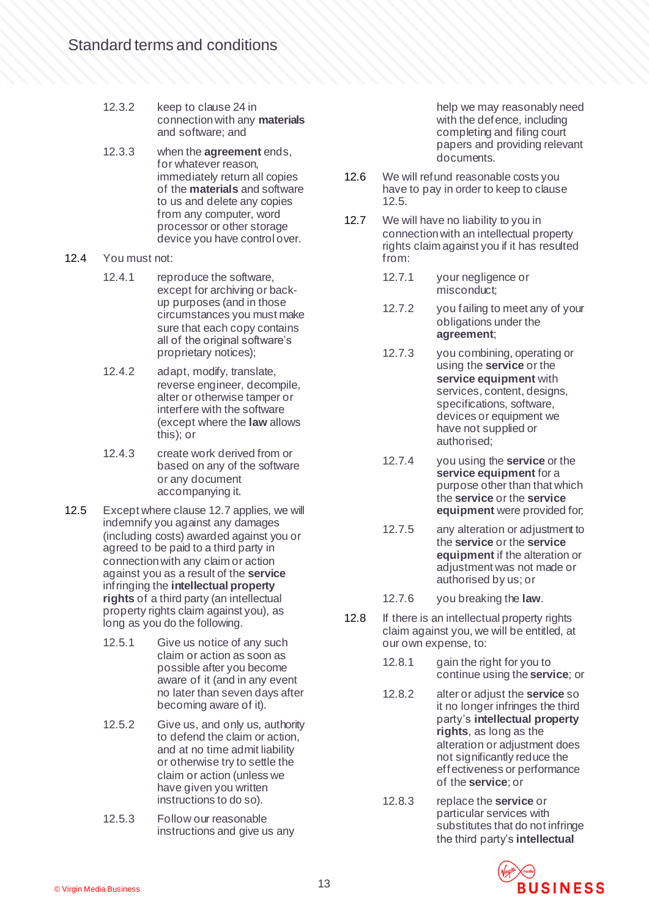12.3.2 keep to clause 24 in connection with any **materials** and software; and

12.3.3 when the **agreement** ends, for whatever reason, immediately return all copies of the **materials** and software to us and delete any copies from any computer, word processor or other storage device you have control over.

12.4 You must not:

12.4.1 reproduce the software, except for archiving or back-up purposes (and in those circumstances you must make sure that each copy contains all of the original software's proprietary notices);

12.4.2 adapt, modify, translate, reverse engineer, decompile, alter or otherwise tamper or interfere with the software (except where the **law** allows this); or

12.4.3 create work derived from or based on any of the software or any document accompanying it.

12.5 Except where clause 12.7 applies, we will indemnify you against any damages (including costs) awarded against you or agreed to be paid to a third party in connection with any claim or action against you as a result of the **service** infringing the **intellectual property rights** of a third party (an intellectual property rights claim against you), as long as you do the following.

12.5.1 Give us notice of any such claim or action as soon as possible after you become aware of it (and in any event no later than seven days after becoming aware of it).

12.5.2 Give us, and only us, authority to defend the claim or action, and at no time admit liability or otherwise try to settle the claim or action (unless we have given you written instructions to do so).

12.5.3 Follow our reasonable instructions and give us any help we may reasonably need with the defence, including completing and filing court papers and providing relevant documents.

12.6 We will refund reasonable costs you have to pay in order to keep to clause 12.5.

12.7 We will have no liability to you in connection with an intellectual property rights claim against you if it has resulted from:

12.7.1 your negligence or misconduct;

12.7.2 you failing to meet any of your obligations under the **agreement**;

12.7.3 you combining, operating or using the **service** or the **service equipment** with services, content, designs, specifications, software, devices or equipment we have not supplied or authorised;

12.7.4 you using the **service** or the **service equipment** for a purpose other than that which the **service** or the **service equipment** were provided for;

12.7.5 any alteration or adjustment to the **service** or the **service equipment** if the alteration or adjustment was not made or authorised by us; or

12.7.6 you breaking the **law**.

12.8 If there is an intellectual property rights claim against you, we will be entitled, at our own expense, to:

12.8.1 gain the right for you to continue using the **service**; or

12.8.2 alter or adjust the **service** so it no longer infringes the third party's **intellectual property rights**, as long as the alteration or adjustment does not significantly reduce the effectiveness or performance of the **service**; or

12.8.3 replace the **service** or particular services with substitutes that do not infringe the third party's **intellectual**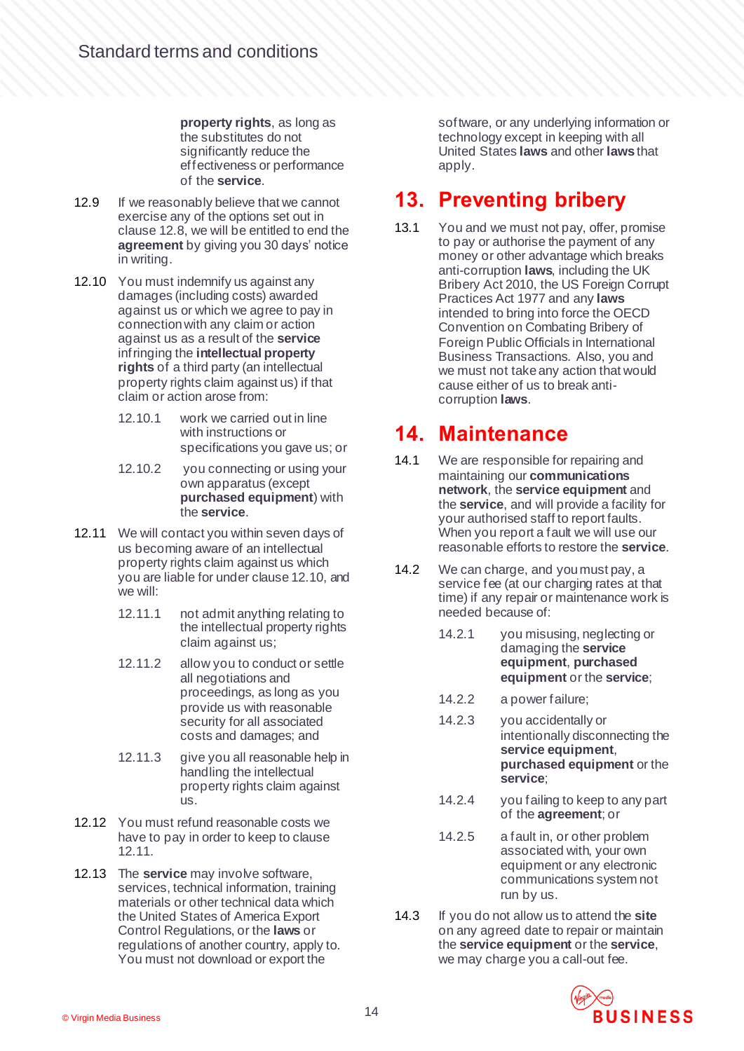**property rights**, as long as the substitutes do not significantly reduce the effectiveness or performance of the **service**.

12.9 If we reasonably believe that we cannot exercise any of the options set out in clause 12.8, we will be entitled to end the **agreement** by giving you 30 days' notice in writing.

12.10 You must indemnify us against any damages (including costs) awarded against us or which we agree to pay in connection with any claim or action against us as a result of the **service** infringing the **intellectual property rights** of a third party (an intellectual property rights claim against us) if that claim or action arose from:

12.10.1 work we carried out in line with instructions or specifications you gave us; or

12.10.2 you connecting or using your own apparatus (except **purchased equipment**) with the **service**.

12.11 We will contact you within seven days of us becoming aware of an intellectual property rights claim against us which you are liable for under clause 12.10, and we will:

12.11.1 not admit anything relating to the intellectual property rights claim against us;

12.11.2 allow you to conduct or settle all negotiations and proceedings, as long as you provide us with reasonable security for all associated costs and damages; and

12.11.3 give you all reasonable help in handling the intellectual property rights claim against us.

12.12 You must refund reasonable costs we have to pay in order to keep to clause 12.11.

12.13 The **service** may involve software, services, technical information, training materials or other technical data which the United States of America Export Control Regulations, or the **laws** or regulations of another country, apply to. You must not download or export the software, or any underlying information or technology except in keeping with all United States **laws** and other **laws** that apply.

# 13. Preventing bribery

13.1 You and we must not pay, offer, promise to pay or authorise the payment of any money or other advantage which breaks anti-corruption **laws**, including the UK Bribery Act 2010, the US Foreign Corrupt Practices Act 1977 and any **laws** intended to bring into force the OECD Convention on Combating Bribery of Foreign Public Officials in International Business Transactions. Also, you and we must not take any action that would cause either of us to break anti-corruption **laws**.

# 14. Maintenance

14.1 We are responsible for repairing and maintaining our **communications network**, the **service equipment** and the **service**, and will provide a facility for your authorised staff to report faults. When you report a fault we will use our reasonable efforts to restore the **service**.

14.2 We can charge, and you must pay, a service fee (at our charging rates at that time) if any repair or maintenance work is needed because of:

14.2.1 you misusing, neglecting or damaging the **service equipment**, **purchased equipment** or the **service**;

14.2.2 a power failure;

14.2.3 you accidentally or intentionally disconnecting the **service equipment**, **purchased equipment** or the **service**;

14.2.4 you failing to keep to any part of the **agreement**; or

14.2.5 a fault in, or other problem associated with, your own equipment or any electronic communications system not run by us.

14.3 If you do not allow us to attend the **site** on any agreed date to repair or maintain the **service equipment** or the **service**, we may charge you a call-out fee.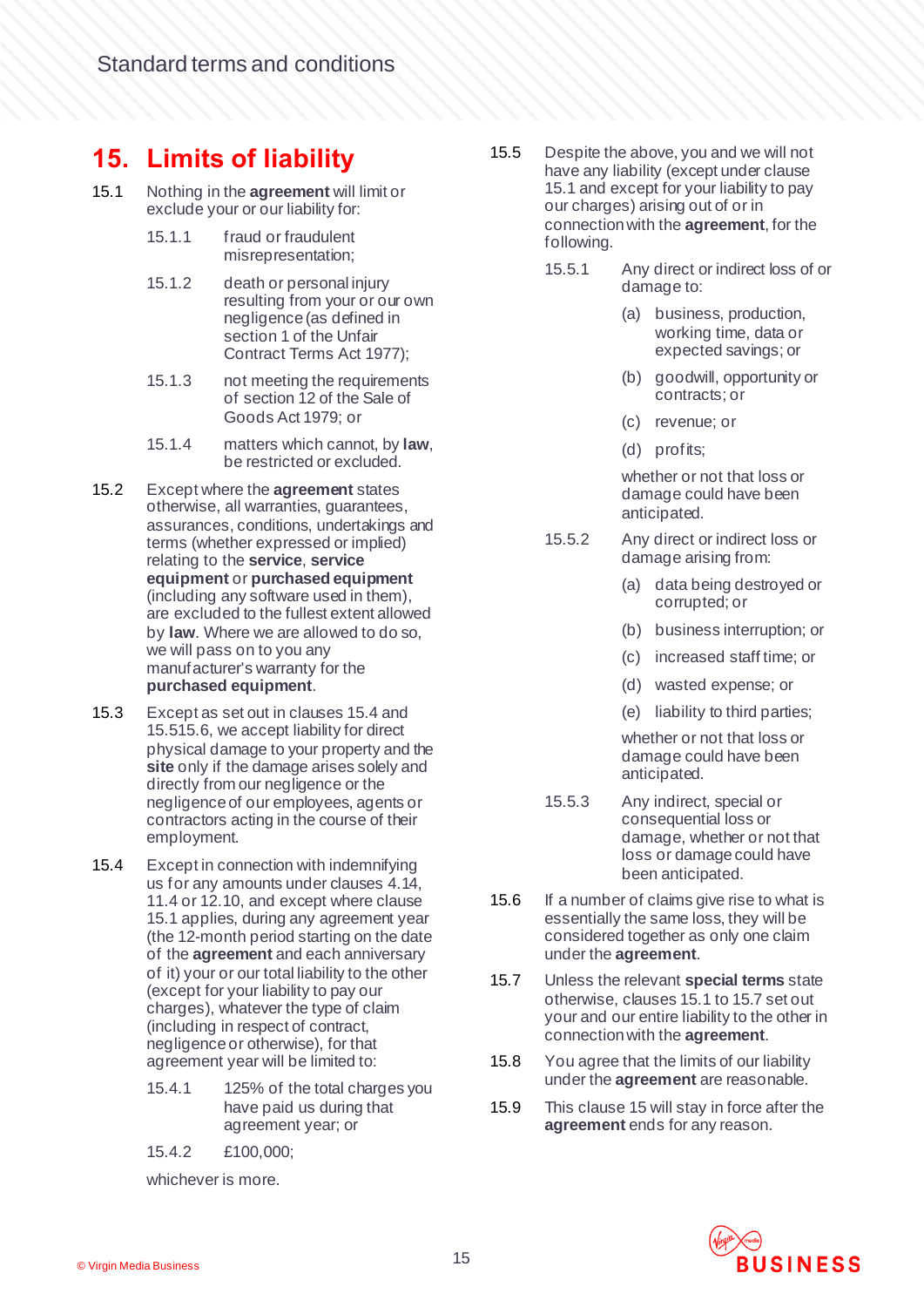# 15. Limits of liability

15.1 Nothing in the **agreement** will limit or exclude your or our liability for:

15.1.1 fraud or fraudulent misrepresentation;

15.1.2 death or personal injury resulting from your or our own negligence (as defined in section 1 of the Unfair Contract Terms Act 1977);

15.1.3 not meeting the requirements of section 12 of the Sale of Goods Act 1979; or

15.1.4 matters which cannot, by **law**, be restricted or excluded.

15.2 Except where the **agreement** states otherwise, all warranties, guarantees, assurances, conditions, undertakings and terms (whether expressed or implied) relating to the **service**, **service equipment** or **purchased equipment** (including any software used in them), are excluded to the fullest extent allowed by **law**. Where we are allowed to do so, we will pass on to you any manufacturer's warranty for the **purchased equipment**.

15.3 Except as set out in clauses 15.4 and 15.515.6, we accept liability for direct physical damage to your property and the **site** only if the damage arises solely and directly from our negligence or the negligence of our employees, agents or contractors acting in the course of their employment.

15.4 Except in connection with indemnifying us for any amounts under clauses 4.14, 11.4 or 12.10, and except where clause 15.1 applies, during any agreement year (the 12-month period starting on the date of the **agreement** and each anniversary of it) your or our total liability to the other (except for your liability to pay our charges), whatever the type of claim (including in respect of contract, negligence or otherwise), for that agreement year will be limited to:

15.4.1 125% of the total charges you have paid us during that agreement year; or

15.4.2 £100,000;

whichever is more.

15.5 Despite the above, you and we will not have any liability (except under clause 15.1 and except for your liability to pay our charges) arising out of or in connection with the **agreement**, for the following.

15.5.1 Any direct or indirect loss of or damage to:

(a) business, production, working time, data or expected savings; or

(b) goodwill, opportunity or contracts; or

(c) revenue; or

(d) profits;

whether or not that loss or damage could have been anticipated.

15.5.2 Any direct or indirect loss or damage arising from:

(a) data being destroyed or corrupted; or

(b) business interruption; or

(c) increased staff time; or

(d) wasted expense; or

(e) liability to third parties;

whether or not that loss or damage could have been anticipated.

15.5.3 Any indirect, special or consequential loss or damage, whether or not that loss or damage could have been anticipated.

15.6 If a number of claims give rise to what is essentially the same loss, they will be considered together as only one claim under the **agreement**.

15.7 Unless the relevant **special terms** state otherwise, clauses 15.1 to 15.7 set out your and our entire liability to the other in connection with the **agreement**.

15.8 You agree that the limits of our liability under the **agreement** are reasonable.

15.9 This clause 15 will stay in force after the **agreement** ends for any reason.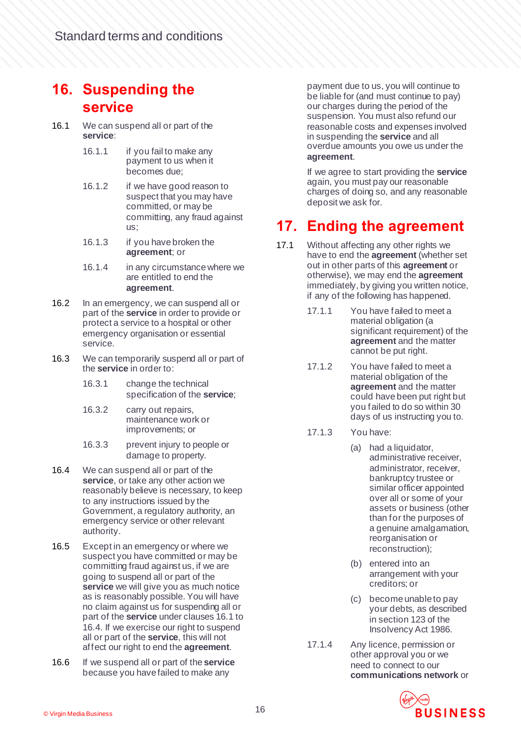## 16. Suspending the service

16.1 We can suspend all or part of the **service**:

16.1.1 if you fail to make any payment to us when it becomes due;

16.1.2 if we have good reason to suspect that you may have committed, or may be committing, any fraud against us;

16.1.3 if you have broken the **agreement**; or

16.1.4 in any circumstance where we are entitled to end the **agreement**.

16.2 In an emergency, we can suspend all or part of the **service** in order to provide or protect a service to a hospital or other emergency organisation or essential service.

16.3 We can temporarily suspend all or part of the **service** in order to:

16.3.1 change the technical specification of the **service**;

16.3.2 carry out repairs, maintenance work or improvements; or

16.3.3 prevent injury to people or damage to property.

16.4 We can suspend all or part of the **service**, or take any other action we reasonably believe is necessary, to keep to any instructions issued by the Government, a regulatory authority, an emergency service or other relevant authority.

16.5 Except in an emergency or where we suspect you have committed or may be committing fraud against us, if we are going to suspend all or part of the **service** we will give you as much notice as is reasonably possible. You will have no claim against us for suspending all or part of the **service** under clauses 16.1 to 16.4. If we exercise our right to suspend all or part of the **service**, this will not affect our right to end the **agreement**.

16.6 If we suspend all or part of the **service** because you have failed to make any payment due to us, you will continue to be liable for (and must continue to pay) our charges during the period of the suspension. You must also refund our reasonable costs and expenses involved in suspending the **service** and all overdue amounts you owe us under the **agreement**.

If we agree to start providing the **service** again, you must pay our reasonable charges of doing so, and any reasonable deposit we ask for.

## 17. Ending the agreement

17.1 Without affecting any other rights we have to end the **agreement** (whether set out in other parts of this **agreement** or otherwise), we may end the **agreement** immediately, by giving you written notice, if any of the following has happened.

17.1.1 You have failed to meet a material obligation (a significant requirement) of the **agreement** and the matter cannot be put right.

17.1.2 You have failed to meet a material obligation of the **agreement** and the matter could have been put right but you failed to do so within 30 days of us instructing you to.

17.1.3 You have:

(a) had a liquidator, administrative receiver, administrator, receiver, bankruptcy trustee or similar officer appointed over all or some of your assets or business (other than for the purposes of a genuine amalgamation, reorganisation or reconstruction);

(b) entered into an arrangement with your creditors; or

(c) become unable to pay your debts, as described in section 123 of the Insolvency Act 1986.

17.1.4 Any licence, permission or other approval you or we need to connect to our **communications network** or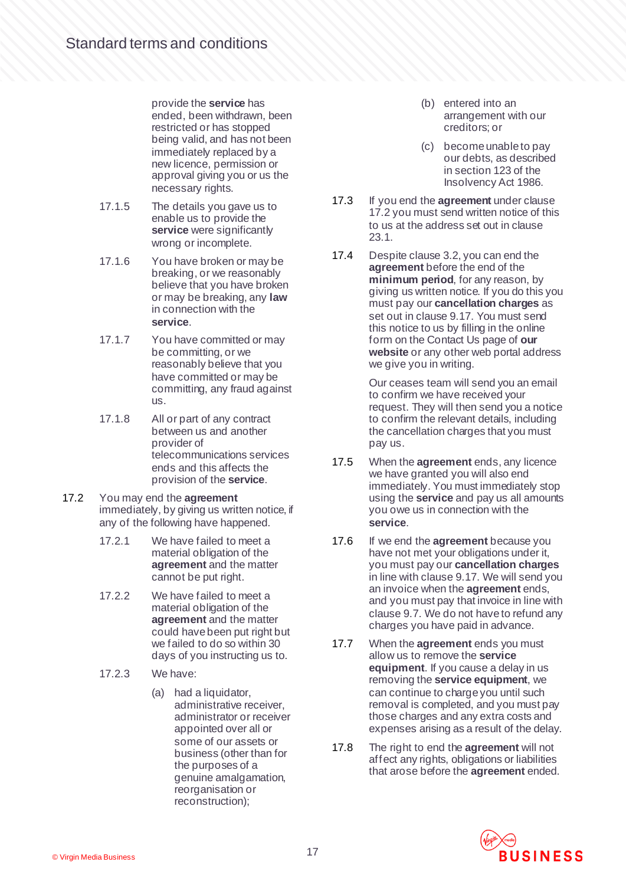provide the **service** has ended, been withdrawn, been restricted or has stopped being valid, and has not been immediately replaced by a new licence, permission or approval giving you or us the necessary rights.

17.1.5 The details you gave us to enable us to provide the **service** were significantly wrong or incomplete.

17.1.6 You have broken or may be breaking, or we reasonably believe that you have broken or may be breaking, any **law** in connection with the **service**.

17.1.7 You have committed or may be committing, or we reasonably believe that you have committed or may be committing, any fraud against us.

17.1.8 All or part of any contract between us and another provider of telecommunications services ends and this affects the provision of the **service**.

17.2 You may end the **agreement** immediately, by giving us written notice, if any of the following have happened.

17.2.1 We have failed to meet a material obligation of the **agreement** and the matter cannot be put right.

17.2.2 We have failed to meet a material obligation of the **agreement** and the matter could have been put right but we failed to do so within 30 days of you instructing us to.

17.2.3 We have:

(a) had a liquidator, administrative receiver, administrator or receiver appointed over all or some of our assets or business (other than for the purposes of a genuine amalgamation, reorganisation or reconstruction);

(b) entered into an arrangement with our creditors; or

(c) become unable to pay our debts, as described in section 123 of the Insolvency Act 1986.

17.3 If you end the **agreement** under clause 17.2 you must send written notice of this to us at the address set out in clause 23.1.

17.4 Despite clause 3.2, you can end the **agreement** before the end of the **minimum period**, for any reason, by giving us written notice. If you do this you must pay our **cancellation charges** as set out in clause 9.17. You must send this notice to us by filling in the online form on the Contact Us page of **our website** or any other web portal address we give you in writing.

Our ceases team will send you an email to confirm we have received your request. They will then send you a notice to confirm the relevant details, including the cancellation charges that you must pay us.

17.5 When the **agreement** ends, any licence we have granted you will also end immediately. You must immediately stop using the **service** and pay us all amounts you owe us in connection with the **service**.

17.6 If we end the **agreement** because you have not met your obligations under it, you must pay our **cancellation charges** in line with clause 9.17. We will send you an invoice when the **agreement** ends, and you must pay that invoice in line with clause 9.7. We do not have to refund any charges you have paid in advance.

17.7 When the **agreement** ends you must allow us to remove the **service equipment**. If you cause a delay in us removing the **service equipment**, we can continue to charge you until such removal is completed, and you must pay those charges and any extra costs and expenses arising as a result of the delay.

17.8 The right to end the **agreement** will not affect any rights, obligations or liabilities that arose before the **agreement** ended.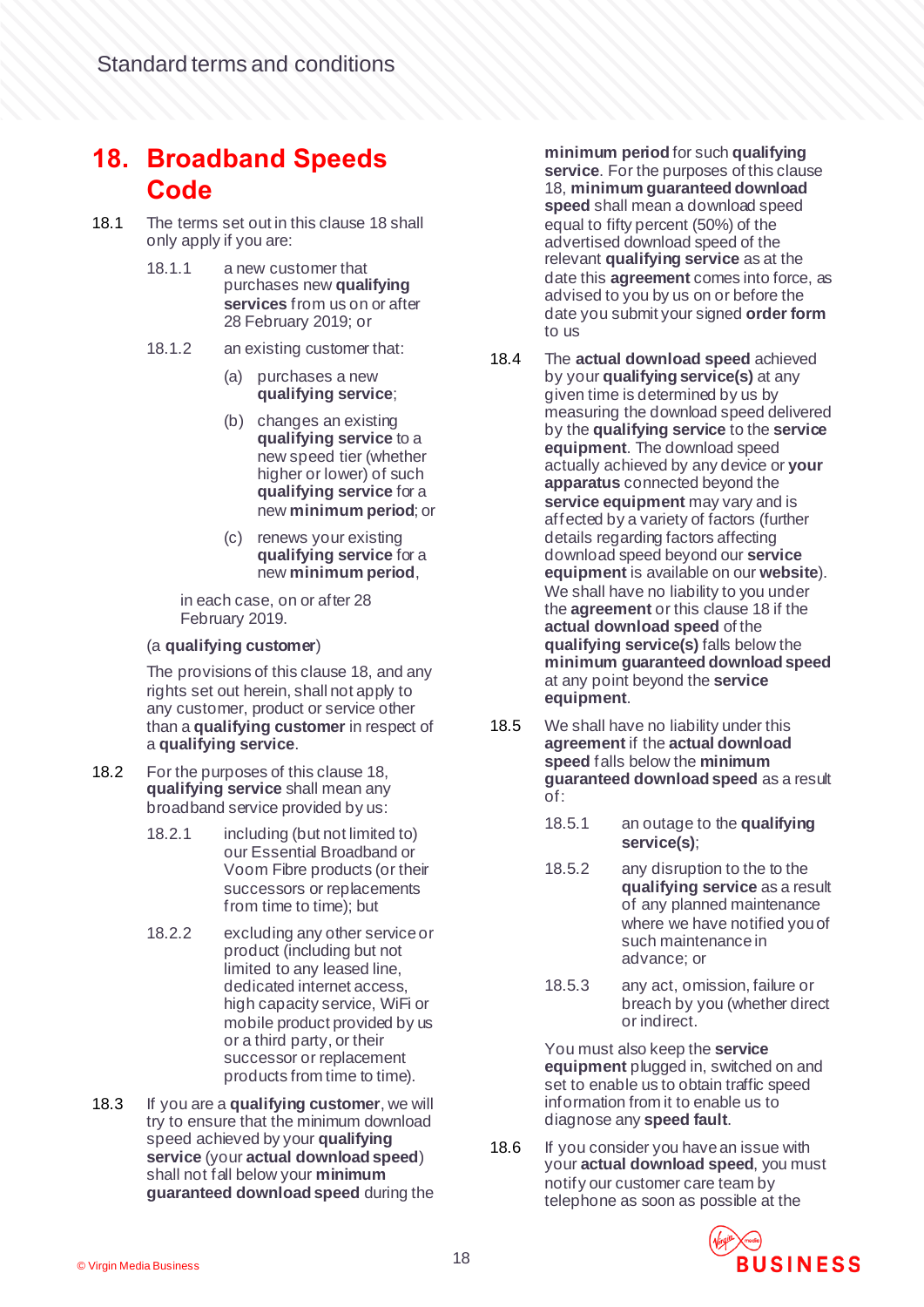## 18. Broadband Speeds Code

18.1 The terms set out in this clause 18 shall only apply if you are:

18.1.1 a new customer that purchases new **qualifying services** from us on or after 28 February 2019; or

18.1.2 an existing customer that:

(a) purchases a new **qualifying service**;

(b) changes an existing **qualifying service** to a new speed tier (whether higher or lower) of such **qualifying service** for a new **minimum period**; or

(c) renews your existing **qualifying service** for a new **minimum period**,

in each case, on or after 28 February 2019.

(a **qualifying customer**)

The provisions of this clause 18, and any rights set out herein, shall not apply to any customer, product or service other than a **qualifying customer** in respect of a **qualifying service**.

18.2 For the purposes of this clause 18, **qualifying service** shall mean any broadband service provided by us:

18.2.1 including (but not limited to) our Essential Broadband or Voom Fibre products (or their successors or replacements from time to time); but

18.2.2 excluding any other service or product (including but not limited to any leased line, dedicated internet access, high capacity service, WiFi or mobile product provided by us or a third party, or their successor or replacement products from time to time).

18.3 If you are a **qualifying customer**, we will try to ensure that the minimum download speed achieved by your **qualifying service** (your **actual download speed**) shall not fall below your **minimum guaranteed download speed** during the **minimum period** for such **qualifying service**. For the purposes of this clause 18, **minimum guaranteed download speed** shall mean a download speed equal to fifty percent (50%) of the advertised download speed of the relevant **qualifying service** as at the date this **agreement** comes into force, as advised to you by us on or before the date you submit your signed **order form** to us

18.4 The **actual download speed** achieved by your **qualifying service(s)** at any given time is determined by us by measuring the download speed delivered by the **qualifying service** to the **service equipment**. The download speed actually achieved by any device or **your apparatus** connected beyond the **service equipment** may vary and is affected by a variety of factors (further details regarding factors affecting download speed beyond our **service equipment** is available on our **website**). We shall have no liability to you under the **agreement** or this clause 18 if the **actual download speed** of the **qualifying service(s)** falls below the **minimum guaranteed download speed** at any point beyond the **service equipment**.

18.5 We shall have no liability under this **agreement** if the **actual download speed** falls below the **minimum guaranteed download speed** as a result of:

18.5.1 an outage to the **qualifying service(s)**;

18.5.2 any disruption to the to the **qualifying service** as a result of any planned maintenance where we have notified you of such maintenance in advance; or

18.5.3 any act, omission, failure or breach by you (whether direct or indirect.

You must also keep the **service equipment** plugged in, switched on and set to enable us to obtain traffic speed information from it to enable us to diagnose any **speed fault**.

18.6 If you consider you have an issue with your **actual download speed**, you must notify our customer care team by telephone as soon as possible at the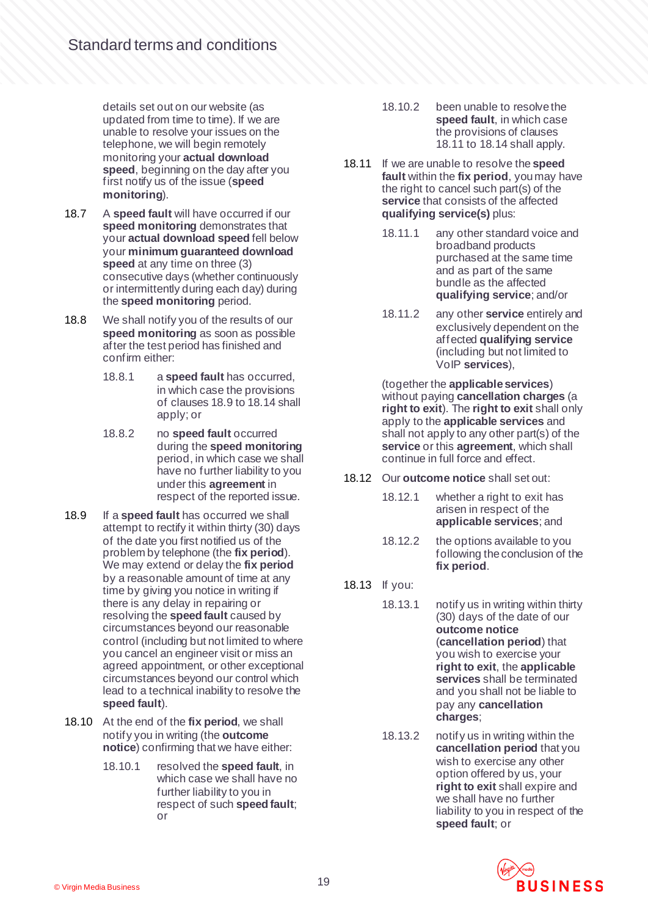details set out on our website (as updated from time to time). If we are unable to resolve your issues on the telephone, we will begin remotely monitoring your **actual download speed**, beginning on the day after you first notify us of the issue (**speed monitoring**).

18.7 A **speed fault** will have occurred if our **speed monitoring** demonstrates that your **actual download speed** fell below your **minimum guaranteed download speed** at any time on three (3) consecutive days (whether continuously or intermittently during each day) during the **speed monitoring** period.

18.8 We shall notify you of the results of our **speed monitoring** as soon as possible after the test period has finished and confirm either:

18.8.1 a **speed fault** has occurred, in which case the provisions of clauses 18.9 to 18.14 shall apply; or

18.8.2 no **speed fault** occurred during the **speed monitoring** period, in which case we shall have no further liability to you under this **agreement** in respect of the reported issue.

18.9 If a **speed fault** has occurred we shall attempt to rectify it within thirty (30) days of the date you first notified us of the problem by telephone (the **fix period**). We may extend or delay the **fix period** by a reasonable amount of time at any time by giving you notice in writing if there is any delay in repairing or resolving the **speed fault** caused by circumstances beyond our reasonable control (including but not limited to where you cancel an engineer visit or miss an agreed appointment, or other exceptional circumstances beyond our control which lead to a technical inability to resolve the **speed fault**).

18.10 At the end of the **fix period**, we shall notify you in writing (the **outcome notice**) confirming that we have either:

18.10.1 resolved the **speed fault**, in which case we shall have no further liability to you in respect of such **speed fault**; or

18.10.2 been unable to resolve the **speed fault**, in which case the provisions of clauses 18.11 to 18.14 shall apply.

18.11 If we are unable to resolve the **speed fault** within the **fix period**, you may have the right to cancel such part(s) of the **service** that consists of the affected **qualifying service(s)** plus:

18.11.1 any other standard voice and broadband products purchased at the same time and as part of the same bundle as the affected **qualifying service**; and/or

18.11.2 any other **service** entirely and exclusively dependent on the affected **qualifying service** (including but not limited to VoIP **services**),

(together the **applicable services**) without paying **cancellation charges** (a **right to exit**). The **right to exit** shall only apply to the **applicable services** and shall not apply to any other part(s) of the **service** or this **agreement**, which shall continue in full force and effect.

18.12 Our **outcome notice** shall set out:

18.12.1 whether a right to exit has arisen in respect of the **applicable services**; and

18.12.2 the options available to you following the conclusion of the **fix period**.

18.13 If you:

18.13.1 notify us in writing within thirty (30) days of the date of our **outcome notice** (**cancellation period**) that you wish to exercise your **right to exit**, the **applicable services** shall be terminated and you shall not be liable to pay any **cancellation charges**;

18.13.2 notify us in writing within the **cancellation period** that you wish to exercise any other option offered by us, your **right to exit** shall expire and we shall have no further liability to you in respect of the **speed fault**; or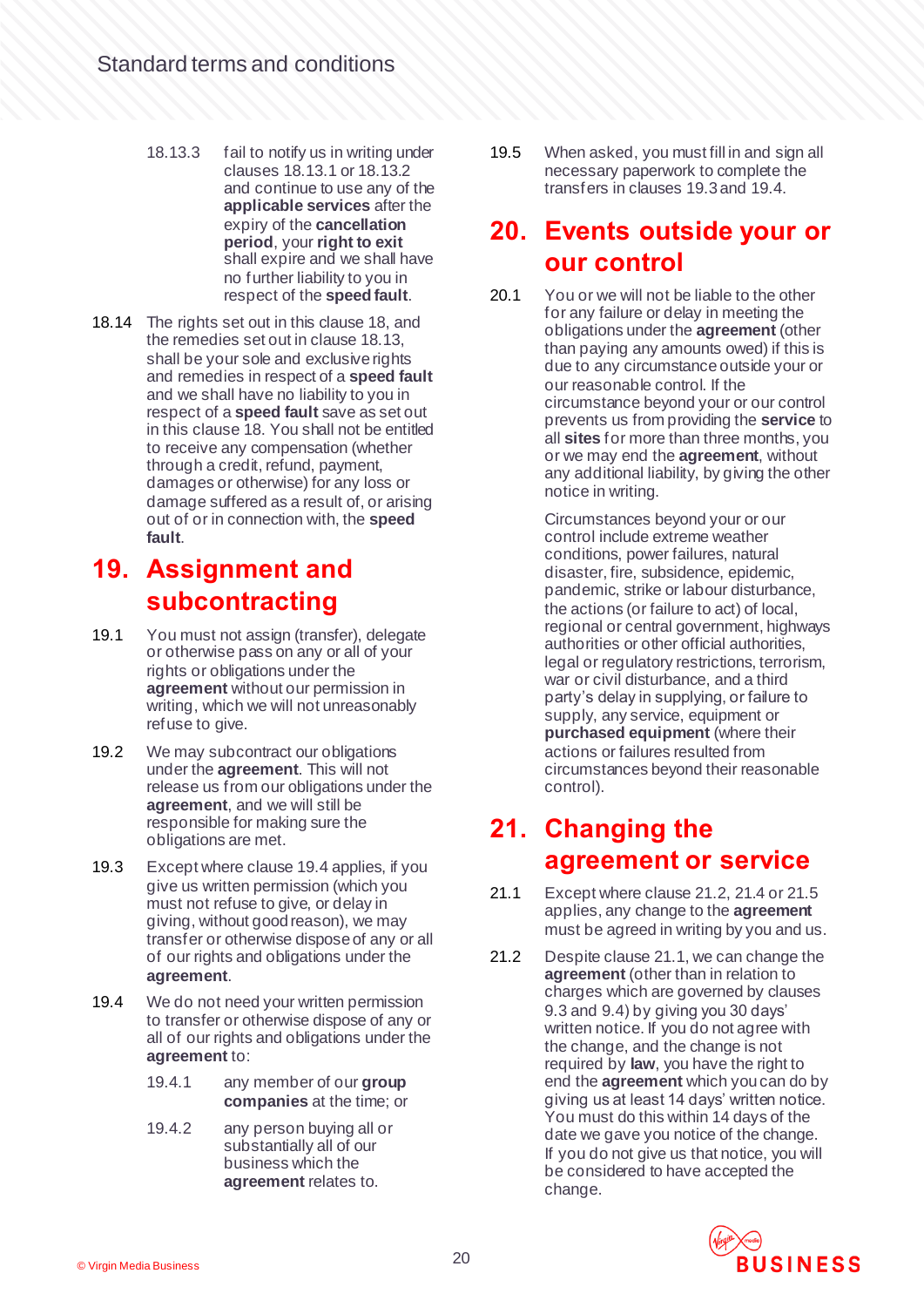18.13.3 fail to notify us in writing under clauses 18.13.1 or 18.13.2 and continue to use any of the **applicable services** after the expiry of the **cancellation period**, your **right to exit** shall expire and we shall have no further liability to you in respect of the **speed fault**.

18.14 The rights set out in this clause 18, and the remedies set out in clause 18.13, shall be your sole and exclusive rights and remedies in respect of a **speed fault** and we shall have no liability to you in respect of a **speed fault** save as set out in this clause 18. You shall not be entitled to receive any compensation (whether through a credit, refund, payment, damages or otherwise) for any loss or damage suffered as a result of, or arising out of or in connection with, the **speed fault**.

## 19. Assignment and subcontracting

19.1 You must not assign (transfer), delegate or otherwise pass on any or all of your rights or obligations under the **agreement** without our permission in writing, which we will not unreasonably refuse to give.

19.2 We may subcontract our obligations under the **agreement**. This will not release us from our obligations under the **agreement**, and we will still be responsible for making sure the obligations are met.

19.3 Except where clause 19.4 applies, if you give us written permission (which you must not refuse to give, or delay in giving, without good reason), we may transfer or otherwise dispose of any or all of our rights and obligations under the **agreement**.

19.4 We do not need your written permission to transfer or otherwise dispose of any or all of our rights and obligations under the **agreement** to:

19.4.1 any member of our **group companies** at the time; or

19.4.2 any person buying all or substantially all of our business which the **agreement** relates to.

19.5 When asked, you must fill in and sign all necessary paperwork to complete the transfers in clauses 19.3 and 19.4.

## 20. Events outside your or our control

20.1 You or we will not be liable to the other for any failure or delay in meeting the obligations under the **agreement** (other than paying any amounts owed) if this is due to any circumstance outside your or our reasonable control. If the circumstance beyond your or our control prevents us from providing the **service** to all **sites** for more than three months, you or we may end the **agreement**, without any additional liability, by giving the other notice in writing.

Circumstances beyond your or our control include extreme weather conditions, power failures, natural disaster, fire, subsidence, epidemic, pandemic, strike or labour disturbance, the actions (or failure to act) of local, regional or central government, highways authorities or other official authorities, legal or regulatory restrictions, terrorism, war or civil disturbance, and a third party's delay in supplying, or failure to supply, any service, equipment or **purchased equipment** (where their actions or failures resulted from circumstances beyond their reasonable control).

## 21. Changing the agreement or service

21.1 Except where clause 21.2, 21.4 or 21.5 applies, any change to the **agreement** must be agreed in writing by you and us.

21.2 Despite clause 21.1, we can change the **agreement** (other than in relation to charges which are governed by clauses 9.3 and 9.4) by giving you 30 days' written notice. If you do not agree with the change, and the change is not required by **law**, you have the right to end the **agreement** which you can do by giving us at least 14 days' written notice. You must do this within 14 days of the date we gave you notice of the change. If you do not give us that notice, you will be considered to have accepted the change.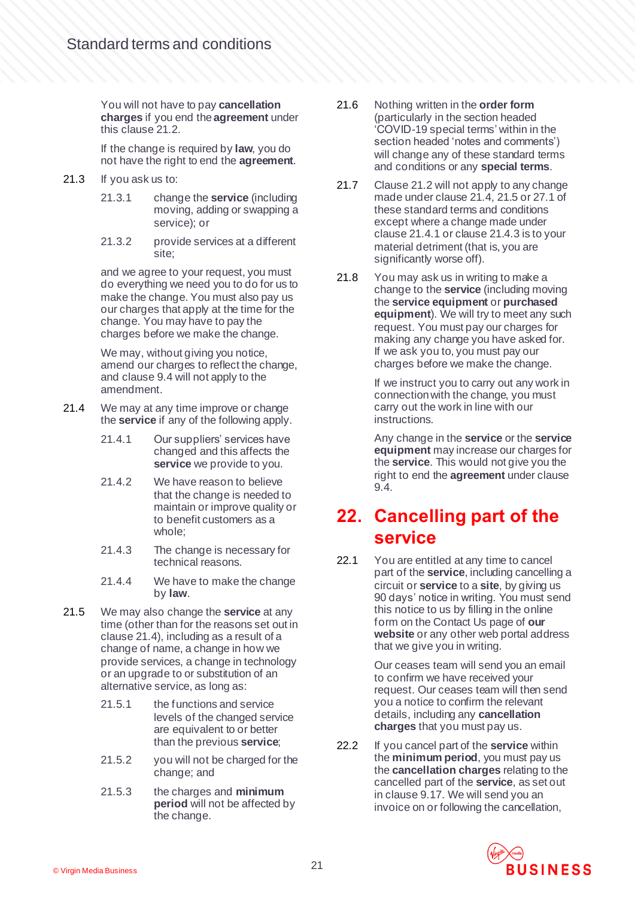You will not have to pay **cancellation charges** if you end the **agreement** under this clause 21.2.

If the change is required by **law**, you do not have the right to end the **agreement**.

21.3 If you ask us to:

21.3.1 change the **service** (including moving, adding or swapping a service); or

21.3.2 provide services at a different site;

and we agree to your request, you must do everything we need you to do for us to make the change. You must also pay us our charges that apply at the time for the change. You may have to pay the charges before we make the change.

We may, without giving you notice, amend our charges to reflect the change, and clause 9.4 will not apply to the amendment.

21.4 We may at any time improve or change the **service** if any of the following apply.

21.4.1 Our suppliers' services have changed and this affects the **service** we provide to you.

21.4.2 We have reason to believe that the change is needed to maintain or improve quality or to benefit customers as a whole;

21.4.3 The change is necessary for technical reasons.

21.4.4 We have to make the change by **law**.

21.5 We may also change the **service** at any time (other than for the reasons set out in clause 21.4), including as a result of a change of name, a change in how we provide services, a change in technology or an upgrade to or substitution of an alternative service, as long as:

21.5.1 the functions and service levels of the changed service are equivalent to or better than the previous **service**;

21.5.2 you will not be charged for the change; and

21.5.3 the charges and **minimum period** will not be affected by the change.

21.6 Nothing written in the **order form** (particularly in the section headed 'COVID-19 special terms' within in the section headed 'notes and comments') will change any of these standard terms and conditions or any **special terms**.

21.7 Clause 21.2 will not apply to any change made under clause 21.4, 21.5 or 27.1 of these standard terms and conditions except where a change made under clause 21.4.1 or clause 21.4.3 is to your material detriment (that is, you are significantly worse off).

21.8 You may ask us in writing to make a change to the **service** (including moving the **service equipment** or **purchased equipment**). We will try to meet any such request. You must pay our charges for making any change you have asked for. If we ask you to, you must pay our charges before we make the change.

If we instruct you to carry out any work in connection with the change, you must carry out the work in line with our instructions.

Any change in the **service** or the **service equipment** may increase our charges for the **service**. This would not give you the right to end the **agreement** under clause 9.4.

## 22. Cancelling part of the service

22.1 You are entitled at any time to cancel part of the **service**, including cancelling a circuit or **service** to a **site**, by giving us 90 days' notice in writing. You must send this notice to us by filling in the online form on the Contact Us page of **our website** or any other web portal address that we give you in writing.

Our ceases team will send you an email to confirm we have received your request. Our ceases team will then send you a notice to confirm the relevant details, including any **cancellation charges** that you must pay us.

22.2 If you cancel part of the **service** within the **minimum period**, you must pay us the **cancellation charges** relating to the cancelled part of the **service**, as set out in clause 9.17. We will send you an invoice on or following the cancellation,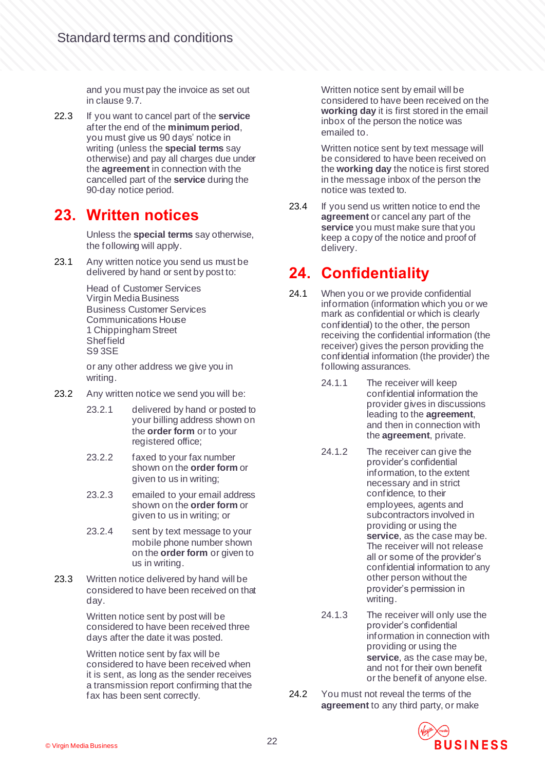and you must pay the invoice as set out in clause 9.7.

22.3 If you want to cancel part of the **service** after the end of the **minimum period**, you must give us 90 days' notice in writing (unless the **special terms** say otherwise) and pay all charges due under the **agreement** in connection with the cancelled part of the **service** during the 90-day notice period.

## 23. Written notices

Unless the **special terms** say otherwise, the following will apply.

23.1 Any written notice you send us must be delivered by hand or sent by post to:

Head of Customer Services
Virgin Media Business
Business Customer Services
Communications House
1 Chippingham Street
Sheffield
S9 3SE

or any other address we give you in writing.

23.2 Any written notice we send you will be:

23.2.1 delivered by hand or posted to your billing address shown on the **order form** or to your registered office;

23.2.2 faxed to your fax number shown on the **order form** or given to us in writing;

23.2.3 emailed to your email address shown on the **order form** or given to us in writing; or

23.2.4 sent by text message to your mobile phone number shown on the **order form** or given to us in writing.

23.3 Written notice delivered by hand will be considered to have been received on that day.

Written notice sent by post will be considered to have been received three days after the date it was posted.

Written notice sent by fax will be considered to have been received when it is sent, as long as the sender receives a transmission report confirming that the fax has been sent correctly.

Written notice sent by email will be considered to have been received on the **working day** it is first stored in the email inbox of the person the notice was emailed to.

Written notice sent by text message will be considered to have been received on the **working day** the notice is first stored in the message inbox of the person the notice was texted to.

23.4 If you send us written notice to end the **agreement** or cancel any part of the **service** you must make sure that you keep a copy of the notice and proof of delivery.

## 24. Confidentiality

24.1 When you or we provide confidential information (information which you or we mark as confidential or which is clearly confidential) to the other, the person receiving the confidential information (the receiver) gives the person providing the confidential information (the provider) the following assurances.

24.1.1 The receiver will keep confidential information the provider gives in discussions leading to the **agreement**, and then in connection with the **agreement**, private.

24.1.2 The receiver can give the provider's confidential information, to the extent necessary and in strict confidence, to their employees, agents and subcontractors involved in providing or using the **service**, as the case may be. The receiver will not release all or some of the provider's confidential information to any other person without the provider's permission in writing.

24.1.3 The receiver will only use the provider's confidential information in connection with providing or using the **service**, as the case may be, and not for their own benefit or the benefit of anyone else.

24.2 You must not reveal the terms of the **agreement** to any third party, or make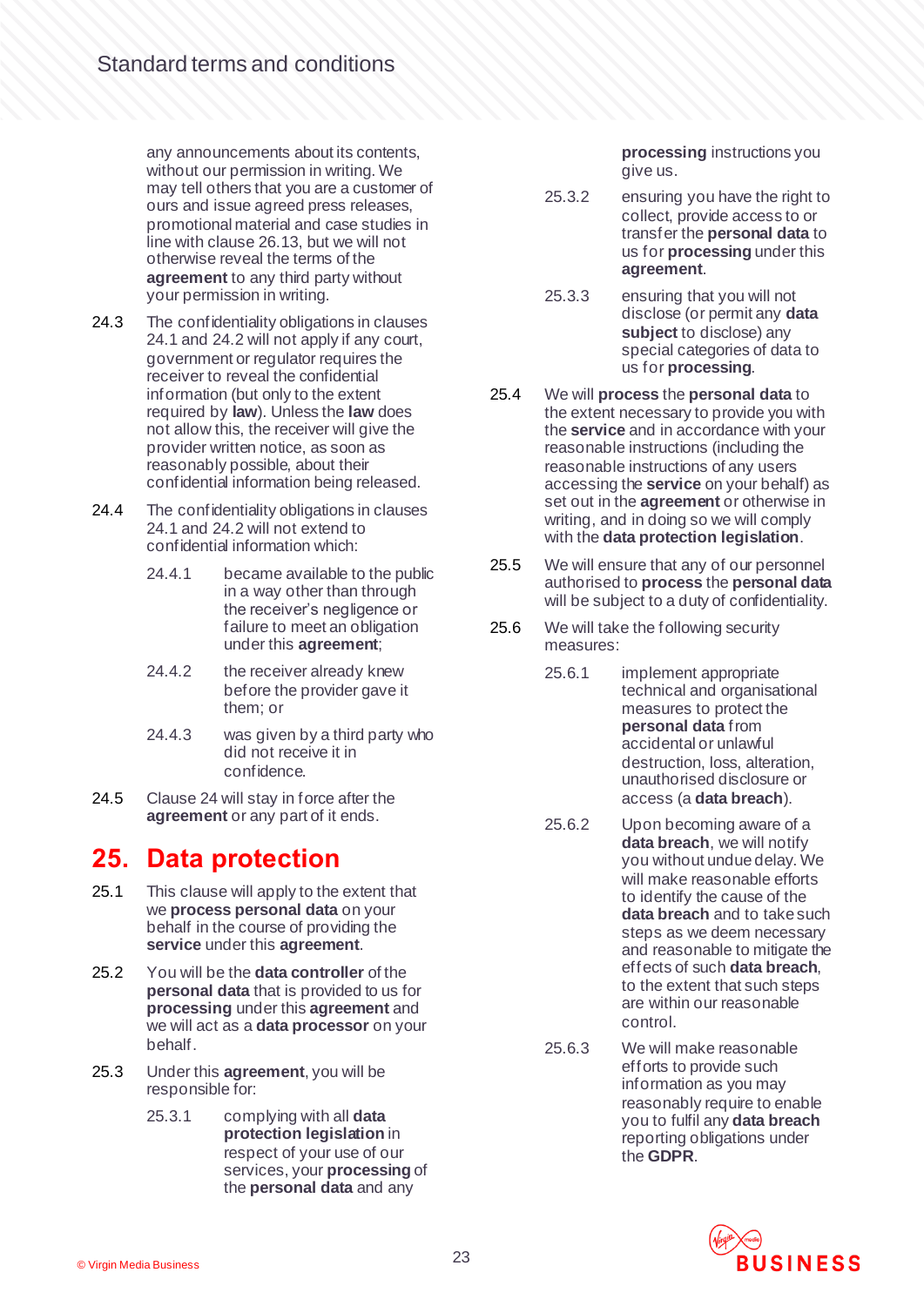any announcements about its contents, without our permission in writing. We may tell others that you are a customer of ours and issue agreed press releases, promotional material and case studies in line with clause 26.13, but we will not otherwise reveal the terms of the **agreement** to any third party without your permission in writing.

24.3 The confidentiality obligations in clauses 24.1 and 24.2 will not apply if any court, government or regulator requires the receiver to reveal the confidential information (but only to the extent required by **law**). Unless the **law** does not allow this, the receiver will give the provider written notice, as soon as reasonably possible, about their confidential information being released.

24.4 The confidentiality obligations in clauses 24.1 and 24.2 will not extend to confidential information which:

24.4.1 became available to the public in a way other than through the receiver's negligence or failure to meet an obligation under this **agreement**;

24.4.2 the receiver already knew before the provider gave it them; or

24.4.3 was given by a third party who did not receive it in confidence.

24.5 Clause 24 will stay in force after the **agreement** or any part of it ends.

## 25. Data protection

25.1 This clause will apply to the extent that we **process personal data** on your behalf in the course of providing the **service** under this **agreement**.

25.2 You will be the **data controller** of the **personal data** that is provided to us for **processing** under this **agreement** and we will act as a **data processor** on your behalf.

25.3 Under this **agreement**, you will be responsible for:

25.3.1 complying with all **data protection legislation** in respect of your use of our services, your **processing** of the **personal data** and any **processing** instructions you give us.

25.3.2 ensuring you have the right to collect, provide access to or transfer the **personal data** to us for **processing** under this **agreement**.

25.3.3 ensuring that you will not disclose (or permit any **data subject** to disclose) any special categories of data to us for **processing**.

25.4 We will **process** the **personal data** to the extent necessary to provide you with the **service** and in accordance with your reasonable instructions (including the reasonable instructions of any users accessing the **service** on your behalf) as set out in the **agreement** or otherwise in writing, and in doing so we will comply with the **data protection legislation**.

25.5 We will ensure that any of our personnel authorised to **process** the **personal data** will be subject to a duty of confidentiality.

25.6 We will take the following security measures:

25.6.1 implement appropriate technical and organisational measures to protect the **personal data** from accidental or unlawful destruction, loss, alteration, unauthorised disclosure or access (a **data breach**).

25.6.2 Upon becoming aware of a **data breach**, we will notify you without undue delay. We will make reasonable efforts to identify the cause of the **data breach** and to take such steps as we deem necessary and reasonable to mitigate the effects of such **data breach**, to the extent that such steps are within our reasonable control.

25.6.3 We will make reasonable efforts to provide such information as you may reasonably require to enable you to fulfil any **data breach** reporting obligations under the **GDPR**.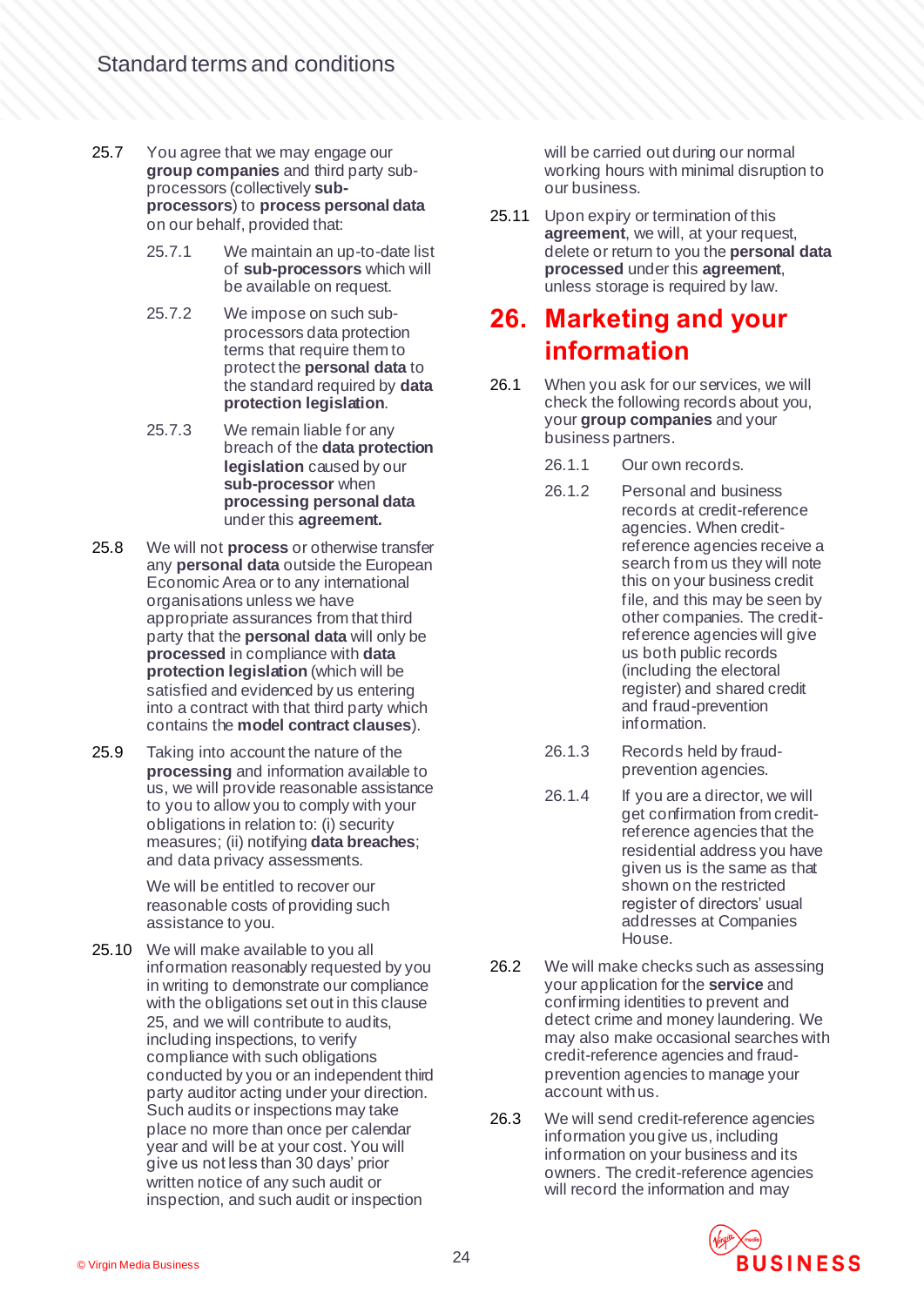25.7 You agree that we may engage our **group companies** and third party sub-processors (collectively **sub-processors**) to **process personal data** on our behalf, provided that:

25.7.1 We maintain an up-to-date list of **sub-processors** which will be available on request.

25.7.2 We impose on such sub-processors data protection terms that require them to protect the **personal data** to the standard required by **data protection legislation**.

25.7.3 We remain liable for any breach of the **data protection legislation** caused by our **sub-processor** when **processing personal data** under this **agreement.**

25.8 We will not **process** or otherwise transfer any **personal data** outside the European Economic Area or to any international organisations unless we have appropriate assurances from that third party that the **personal data** will only be **processed** in compliance with **data protection legislation** (which will be satisfied and evidenced by us entering into a contract with that third party which contains the **model contract clauses**).

25.9 Taking into account the nature of the **processing** and information available to us, we will provide reasonable assistance to you to allow you to comply with your obligations in relation to: (i) security measures; (ii) notifying **data breaches**; and data privacy assessments.

We will be entitled to recover our reasonable costs of providing such assistance to you.

25.10 We will make available to you all information reasonably requested by you in writing to demonstrate our compliance with the obligations set out in this clause 25, and we will contribute to audits, including inspections, to verify compliance with such obligations conducted by you or an independent third party auditor acting under your direction. Such audits or inspections may take place no more than once per calendar year and will be at your cost. You will give us not less than 30 days' prior written notice of any such audit or inspection, and such audit or inspection will be carried out during our normal working hours with minimal disruption to our business.

25.11 Upon expiry or termination of this **agreement**, we will, at your request, delete or return to you the **personal data processed** under this **agreement**, unless storage is required by law.

# 26. Marketing and your information

26.1 When you ask for our services, we will check the following records about you, your **group companies** and your business partners.

26.1.1 Our own records.

26.1.2 Personal and business records at credit-reference agencies. When credit-reference agencies receive a search from us they will note this on your business credit file, and this may be seen by other companies. The credit-reference agencies will give us both public records (including the electoral register) and shared credit and fraud-prevention information.

26.1.3 Records held by fraud-prevention agencies.

26.1.4 If you are a director, we will get confirmation from credit-reference agencies that the residential address you have given us is the same as that shown on the restricted register of directors' usual addresses at Companies House.

26.2 We will make checks such as assessing your application for the **service** and confirming identities to prevent and detect crime and money laundering. We may also make occasional searches with credit-reference agencies and fraud-prevention agencies to manage your account with us.

26.3 We will send credit-reference agencies information you give us, including information on your business and its owners. The credit-reference agencies will record the information and may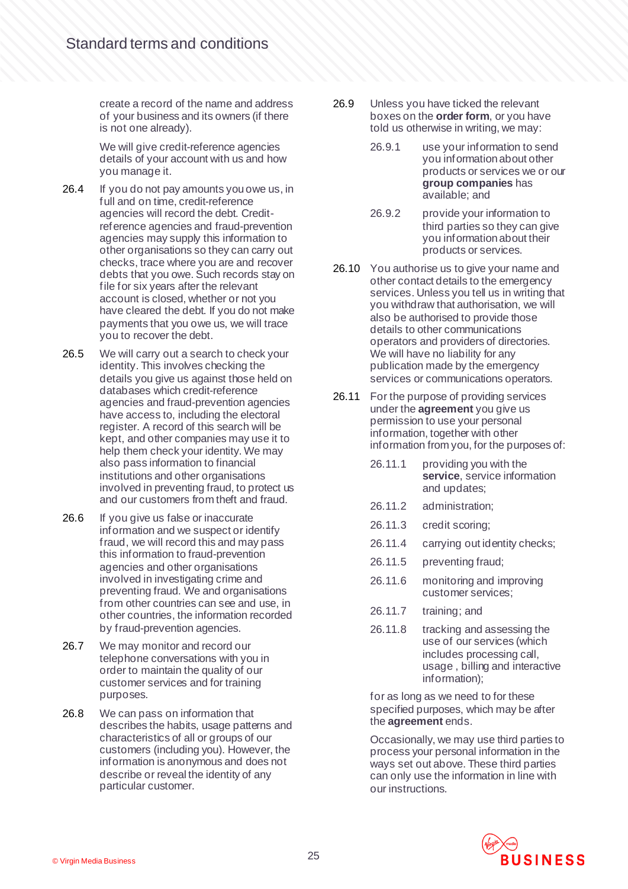create a record of the name and address of your business and its owners (if there is not one already).

We will give credit-reference agencies details of your account with us and how you manage it.

26.4 If you do not pay amounts you owe us, in full and on time, credit-reference agencies will record the debt. Credit-reference agencies and fraud-prevention agencies may supply this information to other organisations so they can carry out checks, trace where you are and recover debts that you owe. Such records stay on file for six years after the relevant account is closed, whether or not you have cleared the debt. If you do not make payments that you owe us, we will trace you to recover the debt.

26.5 We will carry out a search to check your identity. This involves checking the details you give us against those held on databases which credit-reference agencies and fraud-prevention agencies have access to, including the electoral register. A record of this search will be kept, and other companies may use it to help them check your identity. We may also pass information to financial institutions and other organisations involved in preventing fraud, to protect us and our customers from theft and fraud.

26.6 If you give us false or inaccurate information and we suspect or identify fraud, we will record this and may pass this information to fraud-prevention agencies and other organisations involved in investigating crime and preventing fraud. We and organisations from other countries can see and use, in other countries, the information recorded by fraud-prevention agencies.

26.7 We may monitor and record our telephone conversations with you in order to maintain the quality of our customer services and for training purposes.

26.8 We can pass on information that describes the habits, usage patterns and characteristics of all or groups of our customers (including you). However, the information is anonymous and does not describe or reveal the identity of any particular customer.

26.9 Unless you have ticked the relevant boxes on the **order form**, or you have told us otherwise in writing, we may:

26.9.1 use your information to send you information about other products or services we or our **group companies** has available; and

26.9.2 provide your information to third parties so they can give you information about their products or services.

26.10 You authorise us to give your name and other contact details to the emergency services. Unless you tell us in writing that you withdraw that authorisation, we will also be authorised to provide those details to other communications operators and providers of directories. We will have no liability for any publication made by the emergency services or communications operators.

26.11 For the purpose of providing services under the **agreement** you give us permission to use your personal information, together with other information from you, for the purposes of:

26.11.1 providing you with the **service**, service information and updates;

26.11.2 administration;

26.11.3 credit scoring;

26.11.4 carrying out identity checks;

26.11.5 preventing fraud;

26.11.6 monitoring and improving customer services;

26.11.7 training; and

26.11.8 tracking and assessing the use of our services (which includes processing call, usage , billing and interactive information);

for as long as we need to for these specified purposes, which may be after the **agreement** ends.

Occasionally, we may use third parties to process your personal information in the ways set out above. These third parties can only use the information in line with our instructions.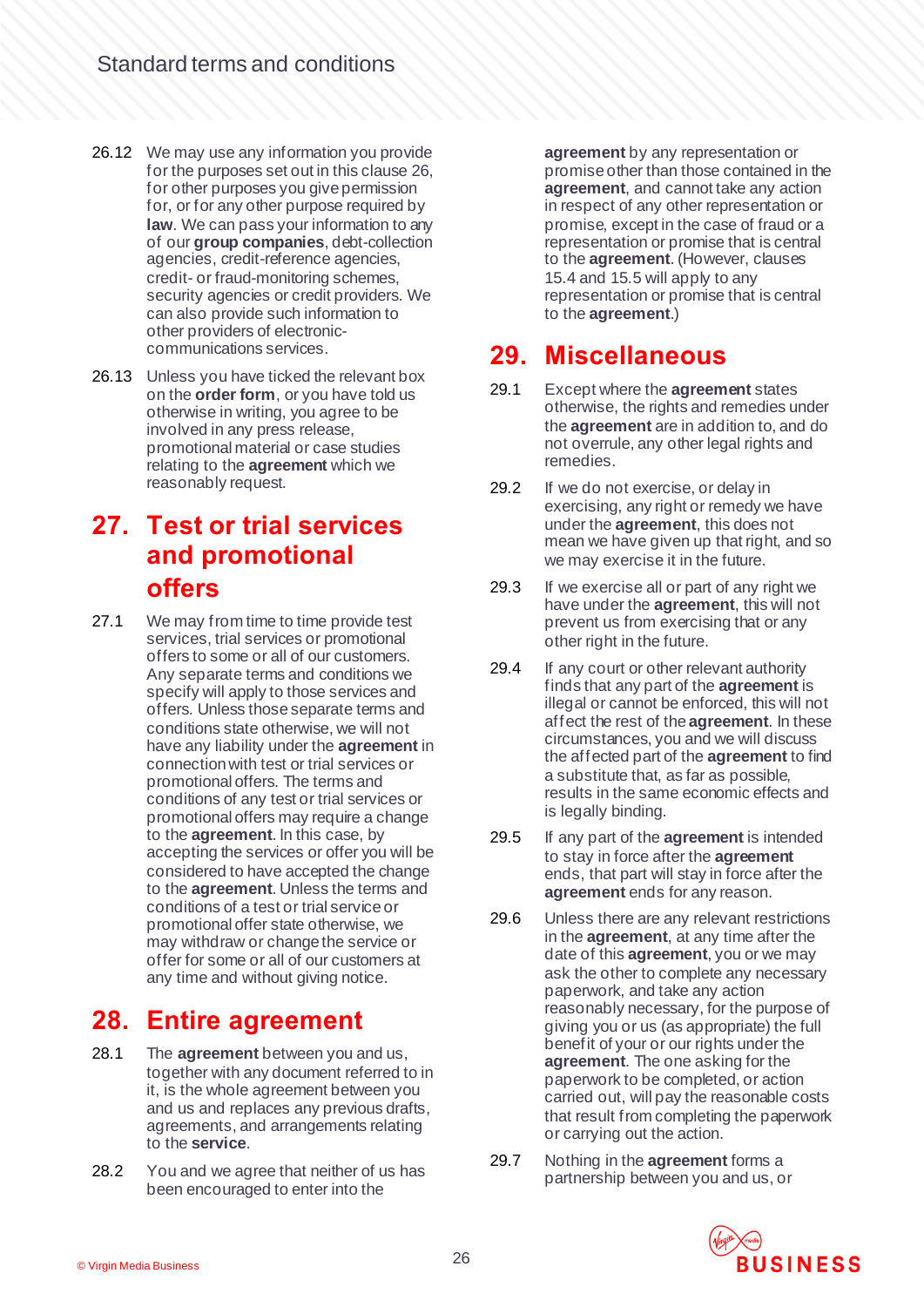26.12 We may use any information you provide for the purposes set out in this clause 26, for other purposes you give permission for, or for any other purpose required by **law**. We can pass your information to any of our **group companies**, debt-collection agencies, credit-reference agencies, credit- or fraud-monitoring schemes, security agencies or credit providers. We can also provide such information to other providers of electronic-communications services.

26.13 Unless you have ticked the relevant box on the **order form**, or you have told us otherwise in writing, you agree to be involved in any press release, promotional material or case studies relating to the **agreement** which we reasonably request.

## 27. Test or trial services and promotional offers

27.1 We may from time to time provide test services, trial services or promotional offers to some or all of our customers. Any separate terms and conditions we specify will apply to those services and offers. Unless those separate terms and conditions state otherwise, we will not have any liability under the **agreement** in connection with test or trial services or promotional offers. The terms and conditions of any test or trial services or promotional offers may require a change to the **agreement**. In this case, by accepting the services or offer you will be considered to have accepted the change to the **agreement**. Unless the terms and conditions of a test or trial service or promotional offer state otherwise, we may withdraw or change the service or offer for some or all of our customers at any time and without giving notice.

## 28. Entire agreement

28.1 The **agreement** between you and us, together with any document referred to in it, is the whole agreement between you and us and replaces any previous drafts, agreements, and arrangements relating to the **service**.

28.2 You and we agree that neither of us has been encouraged to enter into the **agreement** by any representation or promise other than those contained in the **agreement**, and cannot take any action in respect of any other representation or promise, except in the case of fraud or a representation or promise that is central to the **agreement**. (However, clauses 15.4 and 15.5 will apply to any representation or promise that is central to the **agreement**.)

## 29. Miscellaneous

29.1 Except where the **agreement** states otherwise, the rights and remedies under the **agreement** are in addition to, and do not overrule, any other legal rights and remedies.

29.2 If we do not exercise, or delay in exercising, any right or remedy we have under the **agreement**, this does not mean we have given up that right, and so we may exercise it in the future.

29.3 If we exercise all or part of any right we have under the **agreement**, this will not prevent us from exercising that or any other right in the future.

29.4 If any court or other relevant authority finds that any part of the **agreement** is illegal or cannot be enforced, this will not affect the rest of the **agreement**. In these circumstances, you and we will discuss the affected part of the **agreement** to find a substitute that, as far as possible, results in the same economic effects and is legally binding.

29.5 If any part of the **agreement** is intended to stay in force after the **agreement** ends, that part will stay in force after the **agreement** ends for any reason.

29.6 Unless there are any relevant restrictions in the **agreement**, at any time after the date of this **agreement**, you or we may ask the other to complete any necessary paperwork, and take any action reasonably necessary, for the purpose of giving you or us (as appropriate) the full benefit of your or our rights under the **agreement**. The one asking for the paperwork to be completed, or action carried out, will pay the reasonable costs that result from completing the paperwork or carrying out the action.

29.7 Nothing in the **agreement** forms a partnership between you and us, or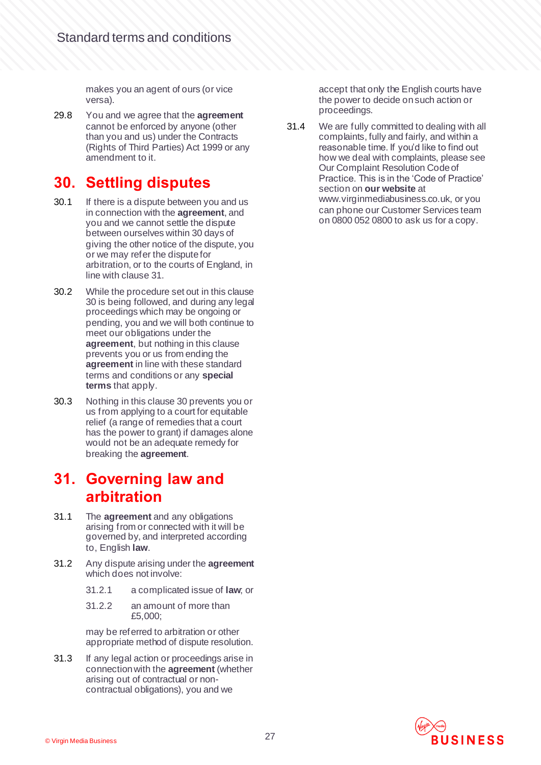makes you an agent of ours (or vice versa).

29.8 You and we agree that the **agreement** cannot be enforced by anyone (other than you and us) under the Contracts (Rights of Third Parties) Act 1999 or any amendment to it.

## 30. Settling disputes

30.1 If there is a dispute between you and us in connection with the **agreement**, and you and we cannot settle the dispute between ourselves within 30 days of giving the other notice of the dispute, you or we may refer the dispute for arbitration, or to the courts of England, in line with clause 31.

30.2 While the procedure set out in this clause 30 is being followed, and during any legal proceedings which may be ongoing or pending, you and we will both continue to meet our obligations under the **agreement**, but nothing in this clause prevents you or us from ending the **agreement** in line with these standard terms and conditions or any **special terms** that apply.

30.3 Nothing in this clause 30 prevents you or us from applying to a court for equitable relief (a range of remedies that a court has the power to grant) if damages alone would not be an adequate remedy for breaking the **agreement**.

## 31. Governing law and arbitration

31.1 The **agreement** and any obligations arising from or connected with it will be governed by, and interpreted according to, English **law**.

31.2 Any dispute arising under the **agreement** which does not involve:

31.2.1 a complicated issue of **law**; or

31.2.2 an amount of more than £5,000;

may be referred to arbitration or other appropriate method of dispute resolution.

31.3 If any legal action or proceedings arise in connection with the **agreement** (whether arising out of contractual or non-contractual obligations), you and we accept that only the English courts have the power to decide on such action or proceedings.

31.4 We are fully committed to dealing with all complaints, fully and fairly, and within a reasonable time. If you'd like to find out how we deal with complaints, please see Our Complaint Resolution Code of Practice. This is in the 'Code of Practice' section on **our website** at www.virginmediabusiness.co.uk, or you can phone our Customer Services team on 0800 052 0800 to ask us for a copy.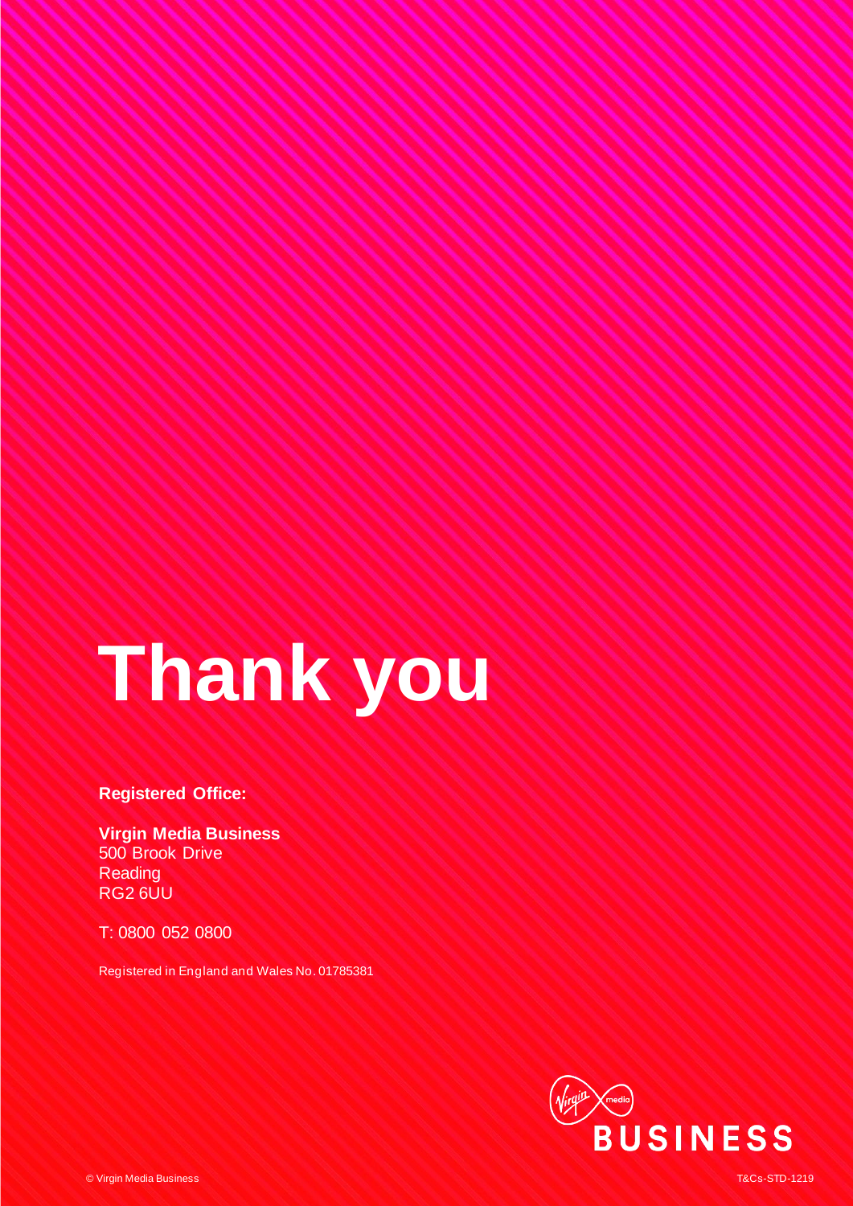# Thank you

**Registered Office:**

**Virgin Media Business**
500 Brook Drive
Reading
RG2 6UU

T: 0800 052 0800

Registered in England and Wales No. 01785381

© Virgin Media Business

T&Cs-STD-1219